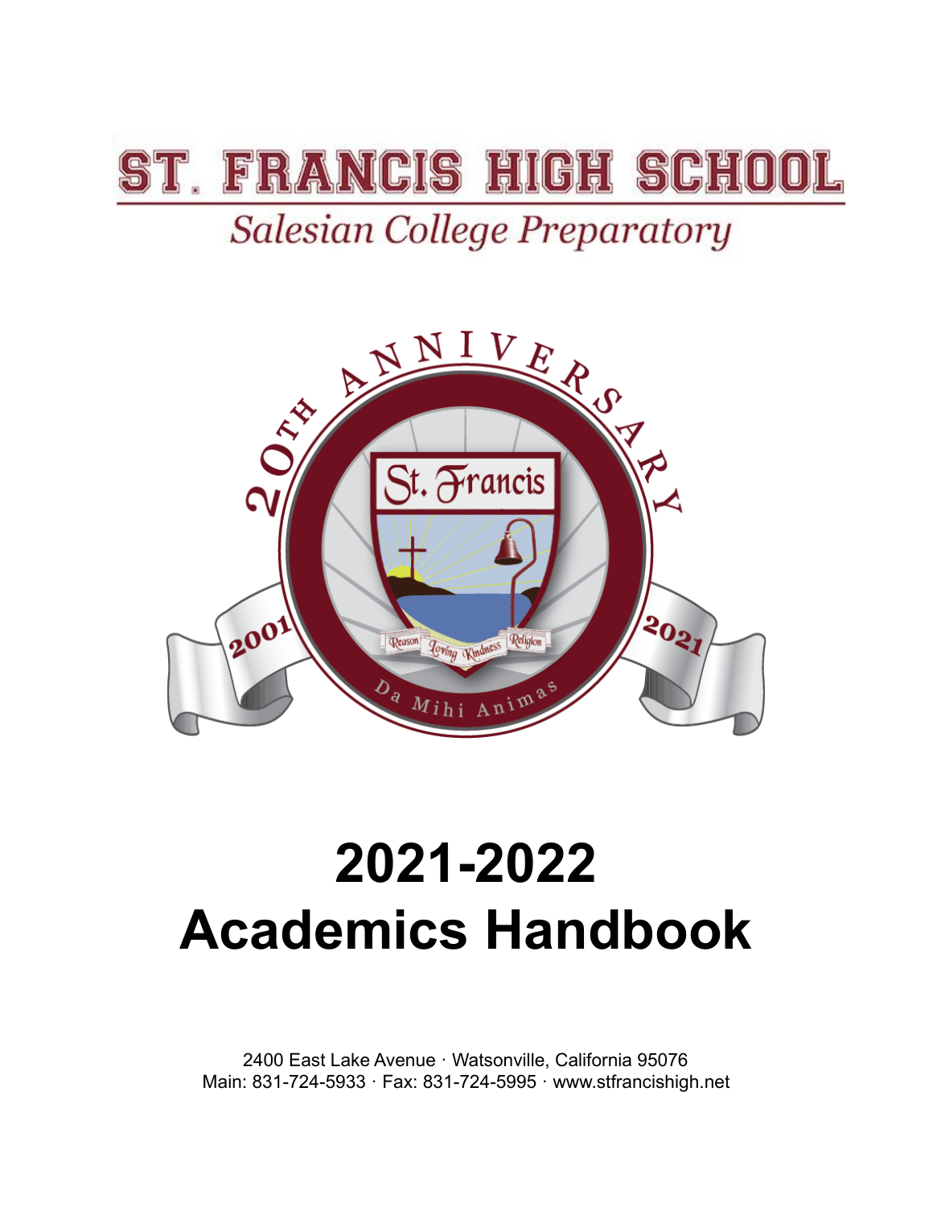# ST. FRANCIS HIGH SCHOOL

*Salesian College Preparatory*

# 2021-2022
# Academics Handbook

2400 East Lake Avenue · Watsonville, California 95076
Main: 831-724-5933 · Fax: 831-724-5995 · www.stfrancishigh.net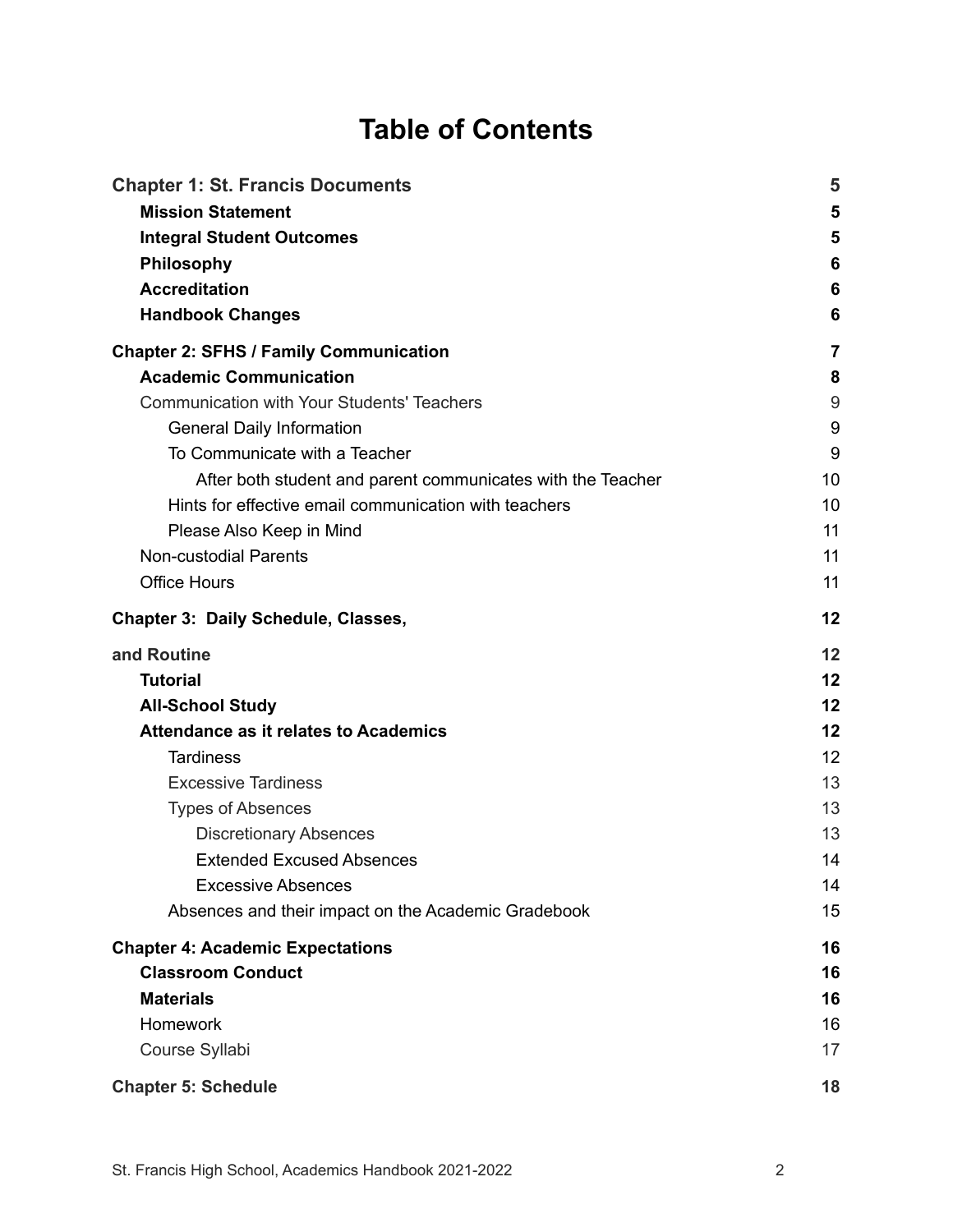# Table of Contents

| | |
|---|---|
| **Chapter 1: St. Francis Documents** | **5** |
| **Mission Statement** | **5** |
| **Integral Student Outcomes** | **5** |
| **Philosophy** | **6** |
| **Accreditation** | **6** |
| **Handbook Changes** | **6** |
| **Chapter 2: SFHS / Family Communication** | **7** |
| **Academic Communication** | **8** |
| Communication with Your Students' Teachers | 9 |
| General Daily Information | 9 |
| To Communicate with a Teacher | 9 |
| After both student and parent communicates with the Teacher | 10 |
| Hints for effective email communication with teachers | 10 |
| Please Also Keep in Mind | 11 |
| Non-custodial Parents | 11 |
| Office Hours | 11 |
| **Chapter 3: Daily Schedule, Classes,** | **12** |
| **and Routine** | **12** |
| **Tutorial** | **12** |
| **All-School Study** | **12** |
| **Attendance as it relates to Academics** | **12** |
| Tardiness | 12 |
| Excessive Tardiness | 13 |
| Types of Absences | 13 |
| Discretionary Absences | 13 |
| Extended Excused Absences | 14 |
| Excessive Absences | 14 |
| Absences and their impact on the Academic Gradebook | 15 |
| **Chapter 4: Academic Expectations** | **16** |
| **Classroom Conduct** | **16** |
| **Materials** | **16** |
| Homework | 16 |
| Course Syllabi | 17 |
| **Chapter 5: Schedule** | **18** |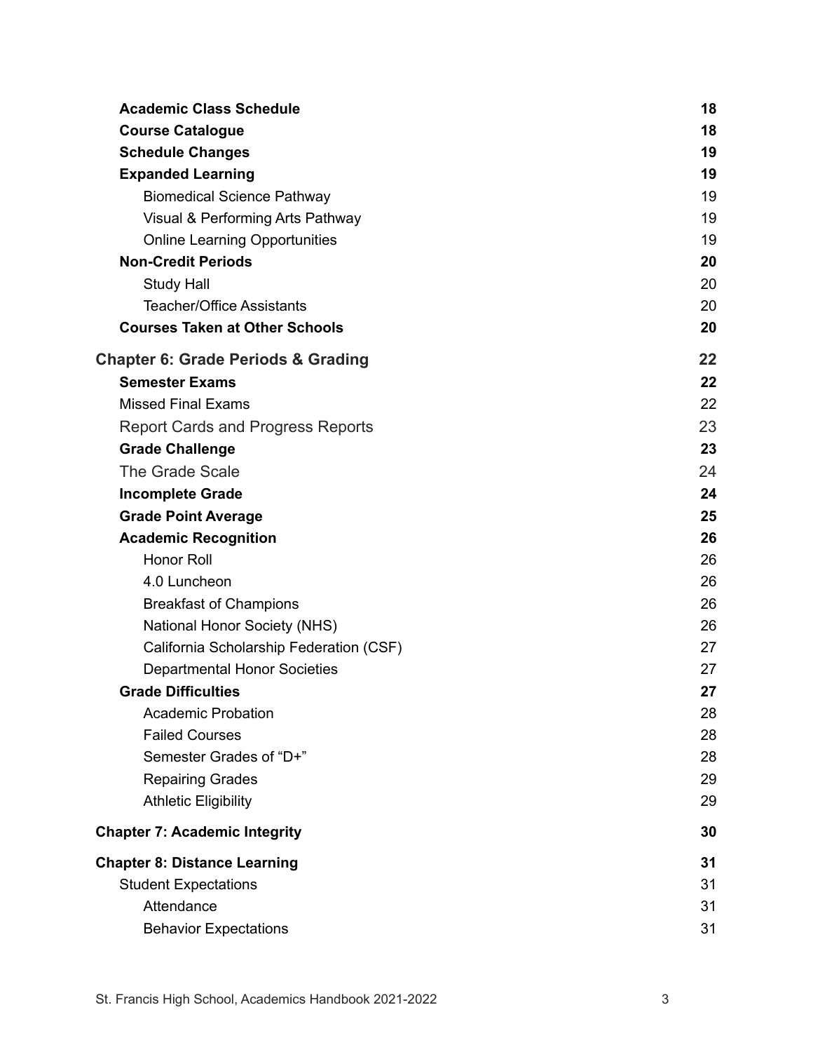| | |
|---|---|
| **Academic Class Schedule** | **18** |
| **Course Catalogue** | **18** |
| **Schedule Changes** | **19** |
| **Expanded Learning** | **19** |
| Biomedical Science Pathway | 19 |
| Visual & Performing Arts Pathway | 19 |
| Online Learning Opportunities | 19 |
| **Non-Credit Periods** | **20** |
| Study Hall | 20 |
| Teacher/Office Assistants | 20 |
| **Courses Taken at Other Schools** | **20** |
| **Chapter 6: Grade Periods & Grading** | **22** |
| **Semester Exams** | **22** |
| Missed Final Exams | 22 |
| Report Cards and Progress Reports | 23 |
| **Grade Challenge** | **23** |
| The Grade Scale | 24 |
| **Incomplete Grade** | **24** |
| **Grade Point Average** | **25** |
| **Academic Recognition** | **26** |
| Honor Roll | 26 |
| 4.0 Luncheon | 26 |
| Breakfast of Champions | 26 |
| National Honor Society (NHS) | 26 |
| California Scholarship Federation (CSF) | 27 |
| Departmental Honor Societies | 27 |
| **Grade Difficulties** | **27** |
| Academic Probation | 28 |
| Failed Courses | 28 |
| Semester Grades of "D+" | 28 |
| Repairing Grades | 29 |
| Athletic Eligibility | 29 |
| **Chapter 7: Academic Integrity** | **30** |
| **Chapter 8: Distance Learning** | **31** |
| Student Expectations | 31 |
| Attendance | 31 |
| Behavior Expectations | 31 |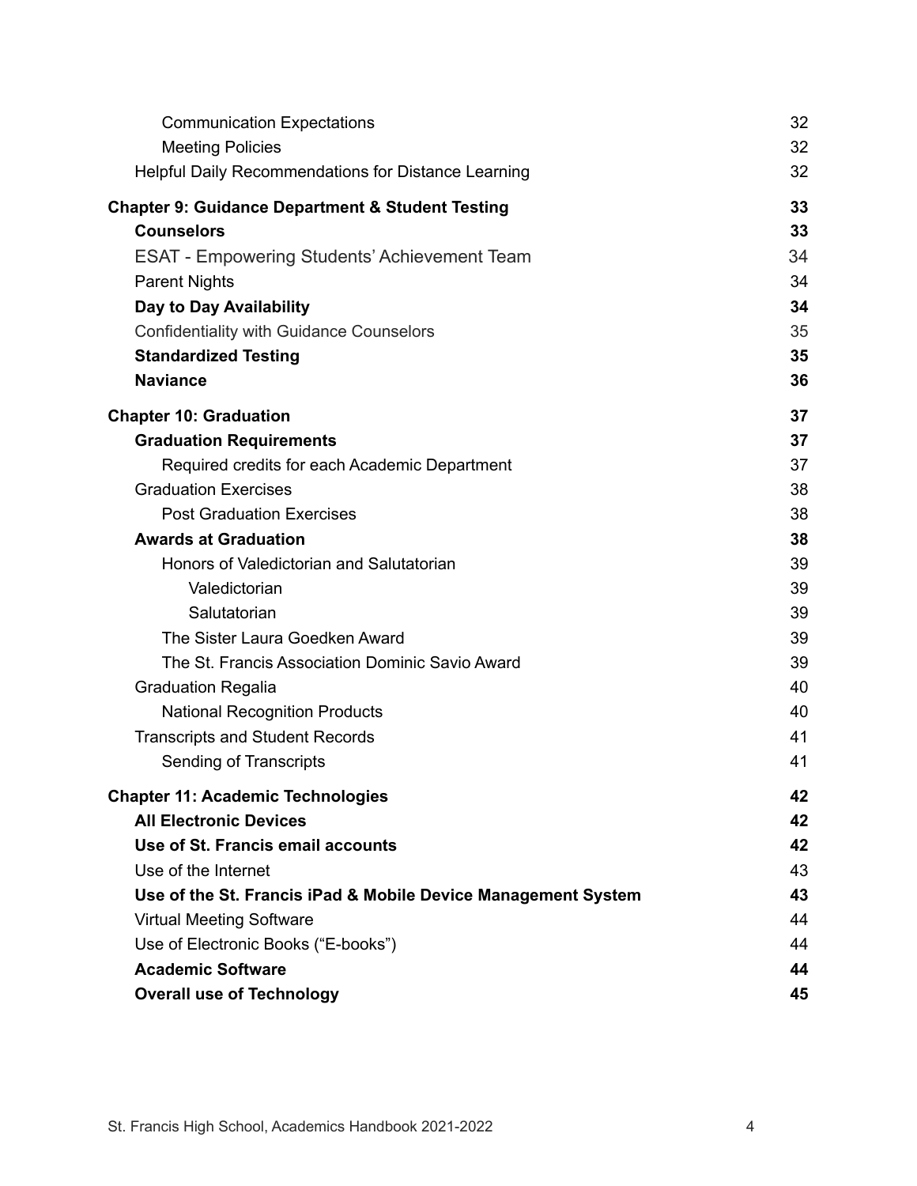Communication Expectations 32
Meeting Policies 32
Helpful Daily Recommendations for Distance Learning 32

**Chapter 9: Guidance Department & Student Testing 33**

**Counselors 33**

ESAT - Empowering Students' Achievement Team 34

Parent Nights 34

**Day to Day Availability 34**

Confidentiality with Guidance Counselors 35

**Standardized Testing 35**

**Naviance 36**

**Chapter 10: Graduation 37**

**Graduation Requirements 37**

Required credits for each Academic Department 37

Graduation Exercises 38

Post Graduation Exercises 38

**Awards at Graduation 38**

Honors of Valedictorian and Salutatorian 39

Valedictorian 39

Salutatorian 39

The Sister Laura Goedken Award 39

The St. Francis Association Dominic Savio Award 39

Graduation Regalia 40

National Recognition Products 40

Transcripts and Student Records 41

Sending of Transcripts 41

**Chapter 11: Academic Technologies 42**

**All Electronic Devices 42**

**Use of St. Francis email accounts 42**

Use of the Internet 43

**Use of the St. Francis iPad & Mobile Device Management System 43**

Virtual Meeting Software 44

Use of Electronic Books ("E-books") 44

**Academic Software 44**

**Overall use of Technology 45**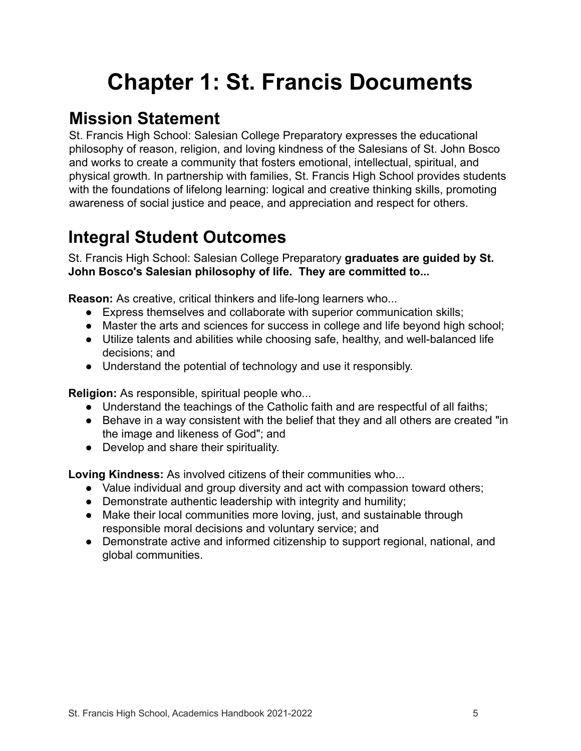# Chapter 1: St. Francis Documents

## Mission Statement

St. Francis High School: Salesian College Preparatory expresses the educational philosophy of reason, religion, and loving kindness of the Salesians of St. John Bosco and works to create a community that fosters emotional, intellectual, spiritual, and physical growth. In partnership with families, St. Francis High School provides students with the foundations of lifelong learning: logical and creative thinking skills, promoting awareness of social justice and peace, and appreciation and respect for others.

## Integral Student Outcomes

St. Francis High School: Salesian College Preparatory **graduates are guided by St. John Bosco's Salesian philosophy of life. They are committed to...**

**Reason:** As creative, critical thinkers and life-long learners who...

- Express themselves and collaborate with superior communication skills;
- Master the arts and sciences for success in college and life beyond high school;
- Utilize talents and abilities while choosing safe, healthy, and well-balanced life decisions; and
- Understand the potential of technology and use it responsibly.

**Religion:** As responsible, spiritual people who...

- Understand the teachings of the Catholic faith and are respectful of all faiths;
- Behave in a way consistent with the belief that they and all others are created "in the image and likeness of God"; and
- Develop and share their spirituality.

**Loving Kindness:** As involved citizens of their communities who...

- Value individual and group diversity and act with compassion toward others;
- Demonstrate authentic leadership with integrity and humility;
- Make their local communities more loving, just, and sustainable through responsible moral decisions and voluntary service; and
- Demonstrate active and informed citizenship to support regional, national, and global communities.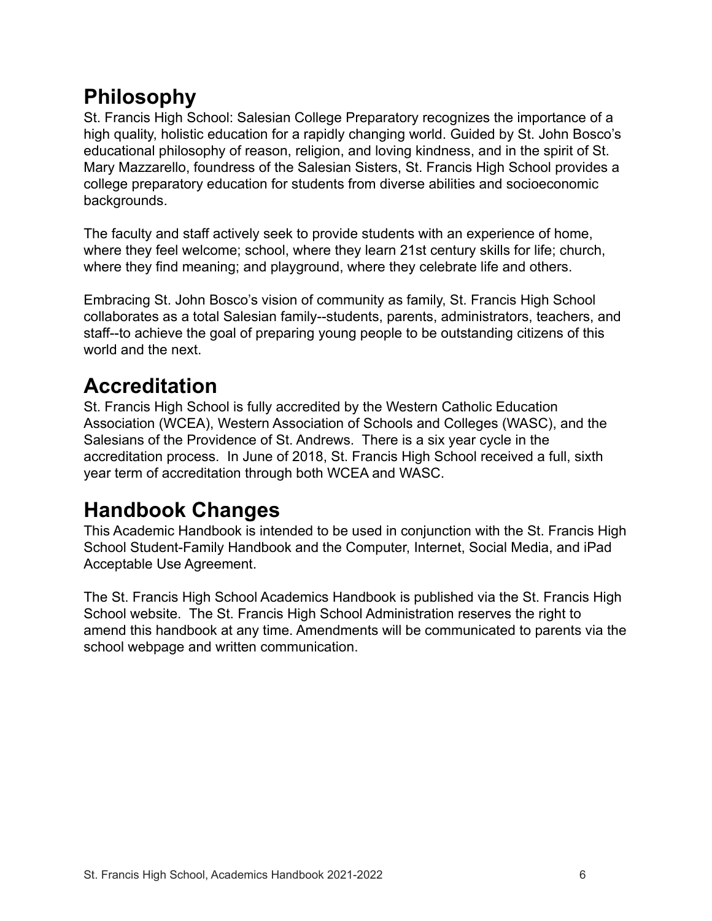## Philosophy

St. Francis High School: Salesian College Preparatory recognizes the importance of a high quality, holistic education for a rapidly changing world. Guided by St. John Bosco's educational philosophy of reason, religion, and loving kindness, and in the spirit of St. Mary Mazzarello, foundress of the Salesian Sisters, St. Francis High School provides a college preparatory education for students from diverse abilities and socioeconomic backgrounds.

The faculty and staff actively seek to provide students with an experience of home, where they feel welcome; school, where they learn 21st century skills for life; church, where they find meaning; and playground, where they celebrate life and others.

Embracing St. John Bosco's vision of community as family, St. Francis High School collaborates as a total Salesian family--students, parents, administrators, teachers, and staff--to achieve the goal of preparing young people to be outstanding citizens of this world and the next.

## Accreditation

St. Francis High School is fully accredited by the Western Catholic Education Association (WCEA), Western Association of Schools and Colleges (WASC), and the Salesians of the Providence of St. Andrews. There is a six year cycle in the accreditation process. In June of 2018, St. Francis High School received a full, sixth year term of accreditation through both WCEA and WASC.

## Handbook Changes

This Academic Handbook is intended to be used in conjunction with the St. Francis High School Student-Family Handbook and the Computer, Internet, Social Media, and iPad Acceptable Use Agreement.

The St. Francis High School Academics Handbook is published via the St. Francis High School website. The St. Francis High School Administration reserves the right to amend this handbook at any time. Amendments will be communicated to parents via the school webpage and written communication.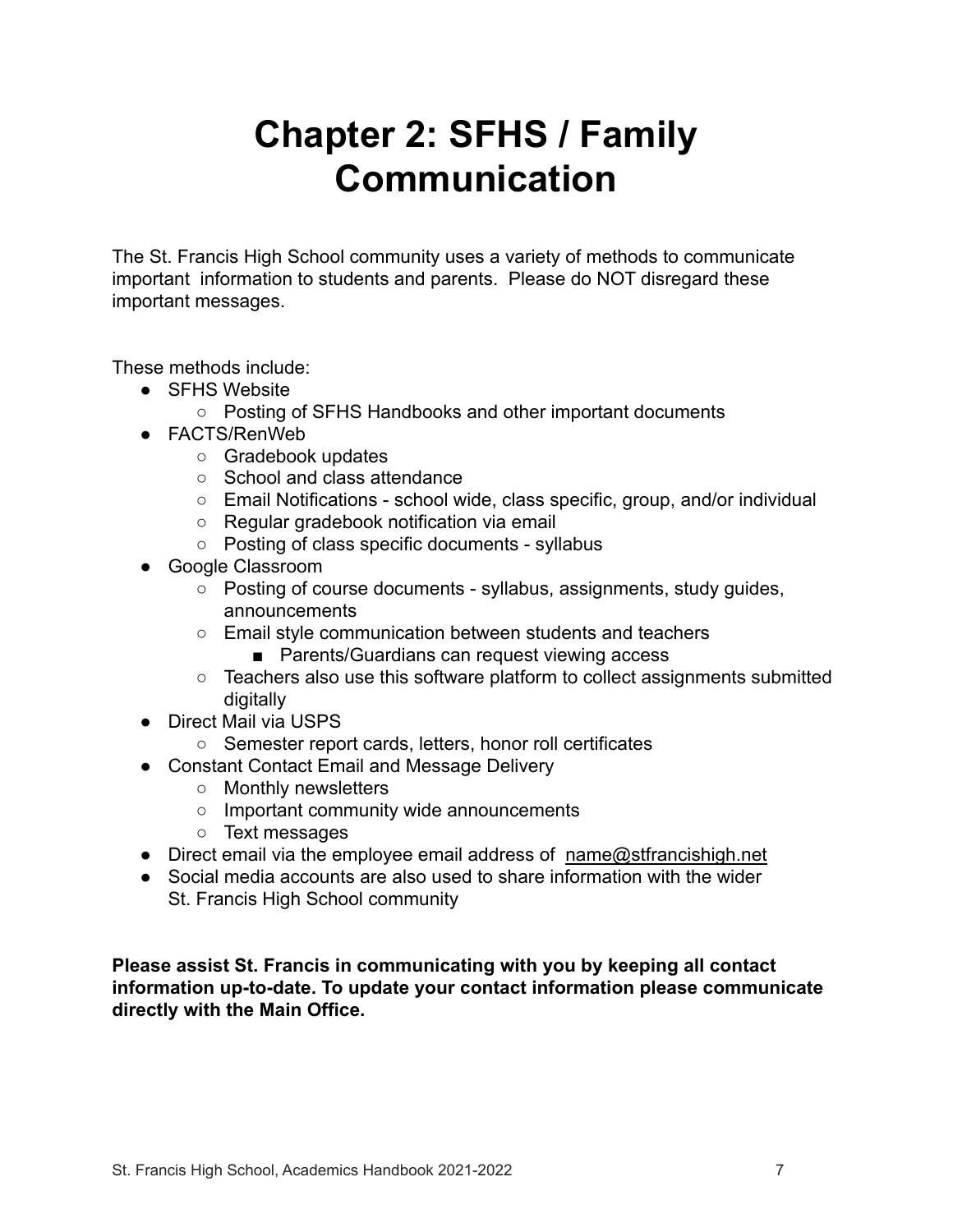# Chapter 2: SFHS / Family Communication

The St. Francis High School community uses a variety of methods to communicate important information to students and parents. Please do NOT disregard these important messages.

These methods include:

- SFHS Website
  - Posting of SFHS Handbooks and other important documents
- FACTS/RenWeb
  - Gradebook updates
  - School and class attendance
  - Email Notifications - school wide, class specific, group, and/or individual
  - Regular gradebook notification via email
  - Posting of class specific documents - syllabus
- Google Classroom
  - Posting of course documents - syllabus, assignments, study guides, announcements
  - Email style communication between students and teachers
    - Parents/Guardians can request viewing access
  - Teachers also use this software platform to collect assignments submitted digitally
- Direct Mail via USPS
  - Semester report cards, letters, honor roll certificates
- Constant Contact Email and Message Delivery
  - Monthly newsletters
  - Important community wide announcements
  - Text messages
- Direct email via the employee email address of name@stfrancishigh.net
- Social media accounts are also used to share information with the wider St. Francis High School community

**Please assist St. Francis in communicating with you by keeping all contact information up-to-date. To update your contact information please communicate directly with the Main Office.**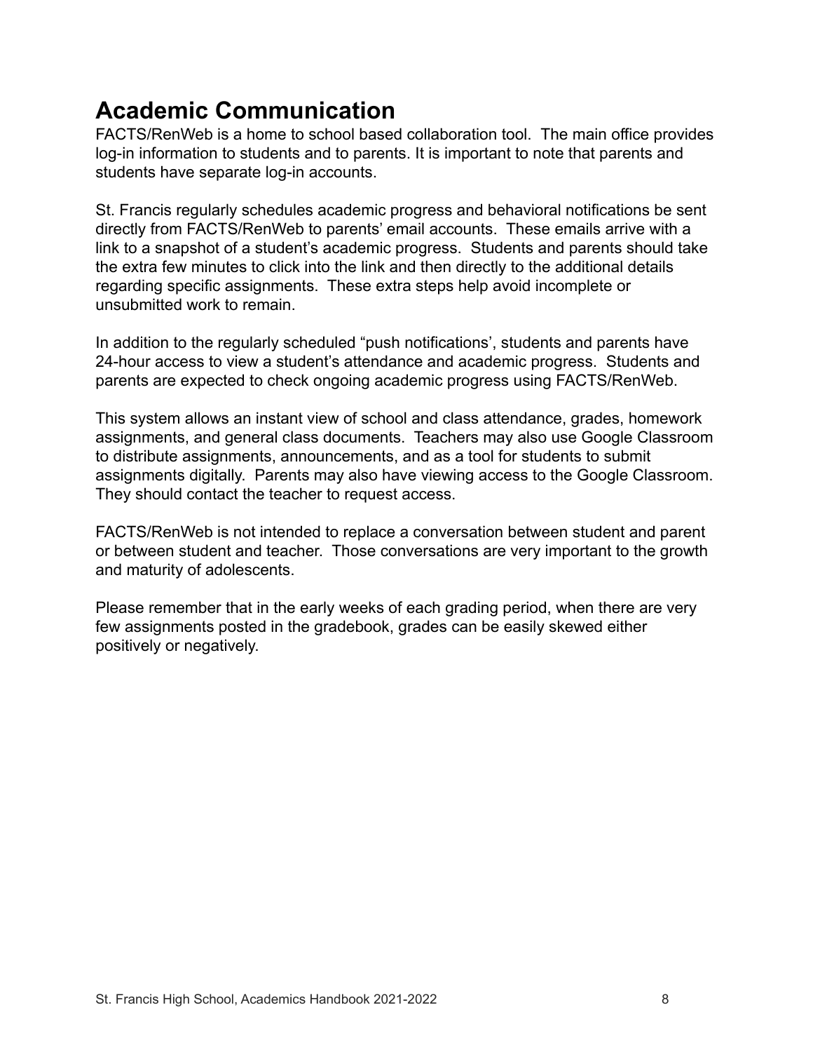## Academic Communication

FACTS/RenWeb is a home to school based collaboration tool. The main office provides log-in information to students and to parents. It is important to note that parents and students have separate log-in accounts.

St. Francis regularly schedules academic progress and behavioral notifications be sent directly from FACTS/RenWeb to parents' email accounts. These emails arrive with a link to a snapshot of a student's academic progress. Students and parents should take the extra few minutes to click into the link and then directly to the additional details regarding specific assignments. These extra steps help avoid incomplete or unsubmitted work to remain.

In addition to the regularly scheduled "push notifications', students and parents have 24-hour access to view a student's attendance and academic progress. Students and parents are expected to check ongoing academic progress using FACTS/RenWeb.

This system allows an instant view of school and class attendance, grades, homework assignments, and general class documents. Teachers may also use Google Classroom to distribute assignments, announcements, and as a tool for students to submit assignments digitally. Parents may also have viewing access to the Google Classroom. They should contact the teacher to request access.

FACTS/RenWeb is not intended to replace a conversation between student and parent or between student and teacher. Those conversations are very important to the growth and maturity of adolescents.

Please remember that in the early weeks of each grading period, when there are very few assignments posted in the gradebook, grades can be easily skewed either positively or negatively.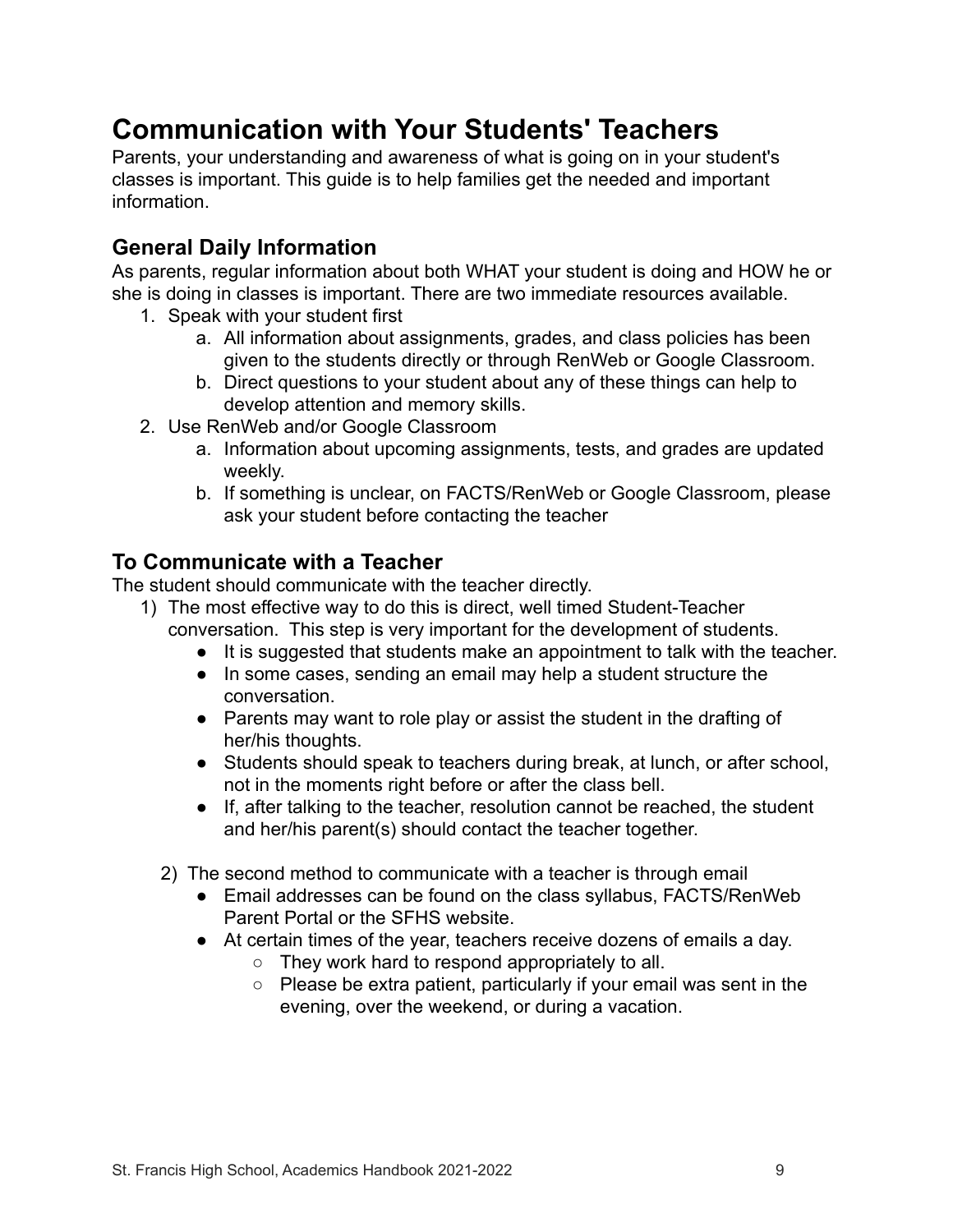# Communication with Your Students' Teachers

Parents, your understanding and awareness of what is going on in your student's classes is important. This guide is to help families get the needed and important information.

## General Daily Information

As parents, regular information about both WHAT your student is doing and HOW he or she is doing in classes is important. There are two immediate resources available.

1. Speak with your student first
   a. All information about assignments, grades, and class policies has been given to the students directly or through RenWeb or Google Classroom.
   b. Direct questions to your student about any of these things can help to develop attention and memory skills.
2. Use RenWeb and/or Google Classroom
   a. Information about upcoming assignments, tests, and grades are updated weekly.
   b. If something is unclear, on FACTS/RenWeb or Google Classroom, please ask your student before contacting the teacher

## To Communicate with a Teacher

The student should communicate with the teacher directly.

1) The most effective way to do this is direct, well timed Student-Teacher conversation. This step is very important for the development of students.
   - It is suggested that students make an appointment to talk with the teacher.
   - In some cases, sending an email may help a student structure the conversation.
   - Parents may want to role play or assist the student in the drafting of her/his thoughts.
   - Students should speak to teachers during break, at lunch, or after school, not in the moments right before or after the class bell.
   - If, after talking to the teacher, resolution cannot be reached, the student and her/his parent(s) should contact the teacher together.

2) The second method to communicate with a teacher is through email
   - Email addresses can be found on the class syllabus, FACTS/RenWeb Parent Portal or the SFHS website.
   - At certain times of the year, teachers receive dozens of emails a day.
     - They work hard to respond appropriately to all.
     - Please be extra patient, particularly if your email was sent in the evening, over the weekend, or during a vacation.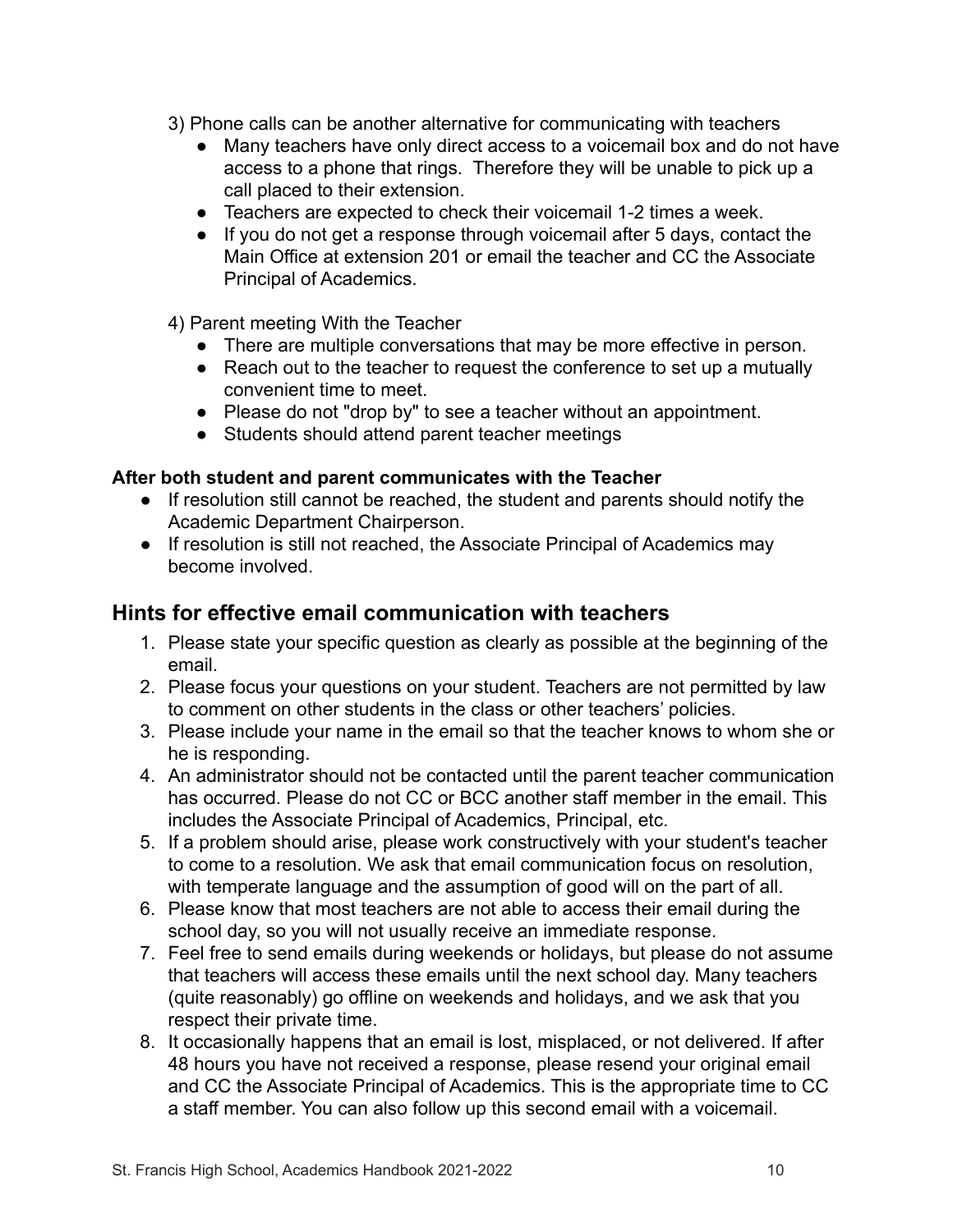3) Phone calls can be another alternative for communicating with teachers

- Many teachers have only direct access to a voicemail box and do not have access to a phone that rings. Therefore they will be unable to pick up a call placed to their extension.
- Teachers are expected to check their voicemail 1-2 times a week.
- If you do not get a response through voicemail after 5 days, contact the Main Office at extension 201 or email the teacher and CC the Associate Principal of Academics.

4) Parent meeting With the Teacher

- There are multiple conversations that may be more effective in person.
- Reach out to the teacher to request the conference to set up a mutually convenient time to meet.
- Please do not "drop by" to see a teacher without an appointment.
- Students should attend parent teacher meetings

**After both student and parent communicates with the Teacher**

- If resolution still cannot be reached, the student and parents should notify the Academic Department Chairperson.
- If resolution is still not reached, the Associate Principal of Academics may become involved.

## Hints for effective email communication with teachers

1. Please state your specific question as clearly as possible at the beginning of the email.
2. Please focus your questions on your student. Teachers are not permitted by law to comment on other students in the class or other teachers' policies.
3. Please include your name in the email so that the teacher knows to whom she or he is responding.
4. An administrator should not be contacted until the parent teacher communication has occurred. Please do not CC or BCC another staff member in the email. This includes the Associate Principal of Academics, Principal, etc.
5. If a problem should arise, please work constructively with your student's teacher to come to a resolution. We ask that email communication focus on resolution, with temperate language and the assumption of good will on the part of all.
6. Please know that most teachers are not able to access their email during the school day, so you will not usually receive an immediate response.
7. Feel free to send emails during weekends or holidays, but please do not assume that teachers will access these emails until the next school day. Many teachers (quite reasonably) go offline on weekends and holidays, and we ask that you respect their private time.
8. It occasionally happens that an email is lost, misplaced, or not delivered. If after 48 hours you have not received a response, please resend your original email and CC the Associate Principal of Academics. This is the appropriate time to CC a staff member. You can also follow up this second email with a voicemail.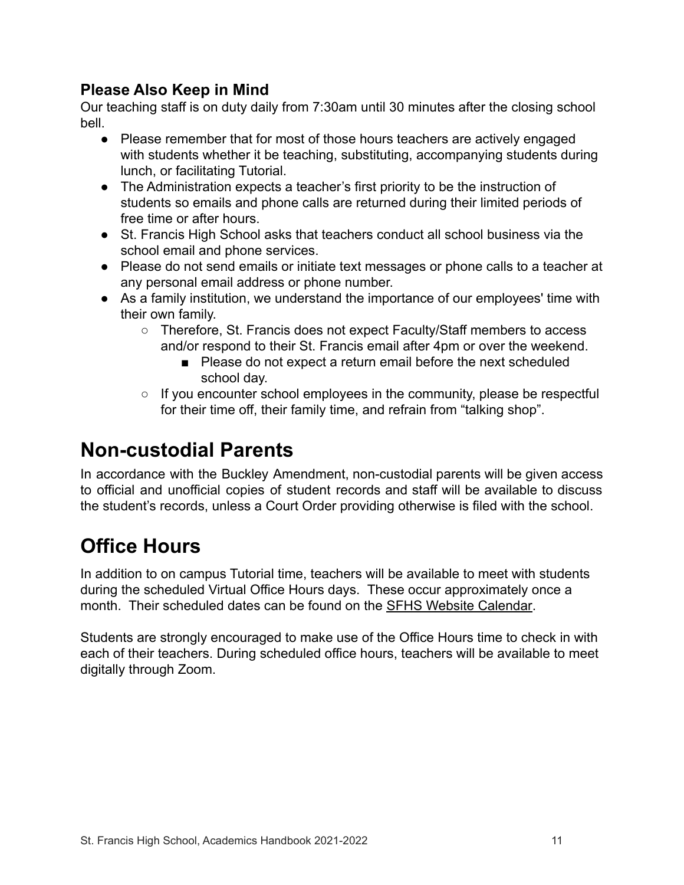### Please Also Keep in Mind

Our teaching staff is on duty daily from 7:30am until 30 minutes after the closing school bell.

- Please remember that for most of those hours teachers are actively engaged with students whether it be teaching, substituting, accompanying students during lunch, or facilitating Tutorial.
- The Administration expects a teacher's first priority to be the instruction of students so emails and phone calls are returned during their limited periods of free time or after hours.
- St. Francis High School asks that teachers conduct all school business via the school email and phone services.
- Please do not send emails or initiate text messages or phone calls to a teacher at any personal email address or phone number.
- As a family institution, we understand the importance of our employees' time with their own family.
    - Therefore, St. Francis does not expect Faculty/Staff members to access and/or respond to their St. Francis email after 4pm or over the weekend.
        - Please do not expect a return email before the next scheduled school day.
    - If you encounter school employees in the community, please be respectful for their time off, their family time, and refrain from "talking shop".

# Non-custodial Parents

In accordance with the Buckley Amendment, non-custodial parents will be given access to official and unofficial copies of student records and staff will be available to discuss the student's records, unless a Court Order providing otherwise is filed with the school.

# Office Hours

In addition to on campus Tutorial time, teachers will be available to meet with students during the scheduled Virtual Office Hours days. These occur approximately once a month. Their scheduled dates can be found on the SFHS Website Calendar.

Students are strongly encouraged to make use of the Office Hours time to check in with each of their teachers. During scheduled office hours, teachers will be available to meet digitally through Zoom.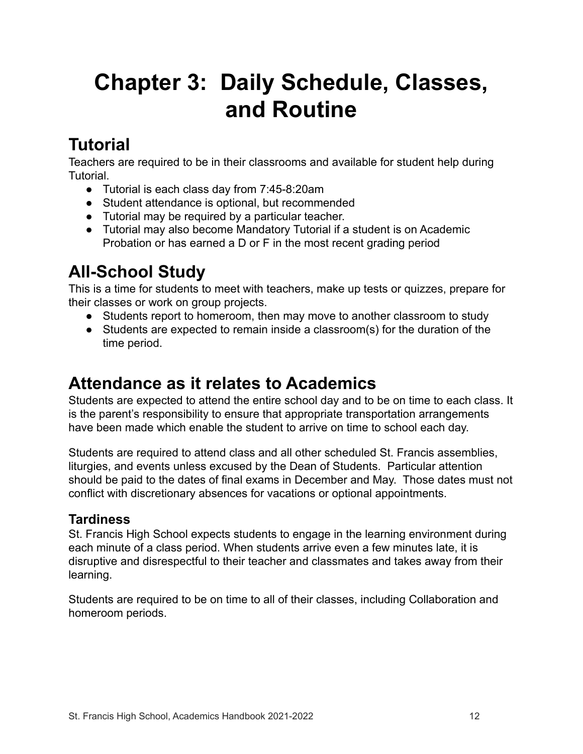# Chapter 3: Daily Schedule, Classes, and Routine

## Tutorial

Teachers are required to be in their classrooms and available for student help during Tutorial.

- Tutorial is each class day from 7:45-8:20am
- Student attendance is optional, but recommended
- Tutorial may be required by a particular teacher.
- Tutorial may also become Mandatory Tutorial if a student is on Academic Probation or has earned a D or F in the most recent grading period

## All-School Study

This is a time for students to meet with teachers, make up tests or quizzes, prepare for their classes or work on group projects.

- Students report to homeroom, then may move to another classroom to study
- Students are expected to remain inside a classroom(s) for the duration of the time period.

## Attendance as it relates to Academics

Students are expected to attend the entire school day and to be on time to each class. It is the parent's responsibility to ensure that appropriate transportation arrangements have been made which enable the student to arrive on time to school each day.

Students are required to attend class and all other scheduled St. Francis assemblies, liturgies, and events unless excused by the Dean of Students. Particular attention should be paid to the dates of final exams in December and May. Those dates must not conflict with discretionary absences for vacations or optional appointments.

### Tardiness

St. Francis High School expects students to engage in the learning environment during each minute of a class period. When students arrive even a few minutes late, it is disruptive and disrespectful to their teacher and classmates and takes away from their learning.

Students are required to be on time to all of their classes, including Collaboration and homeroom periods.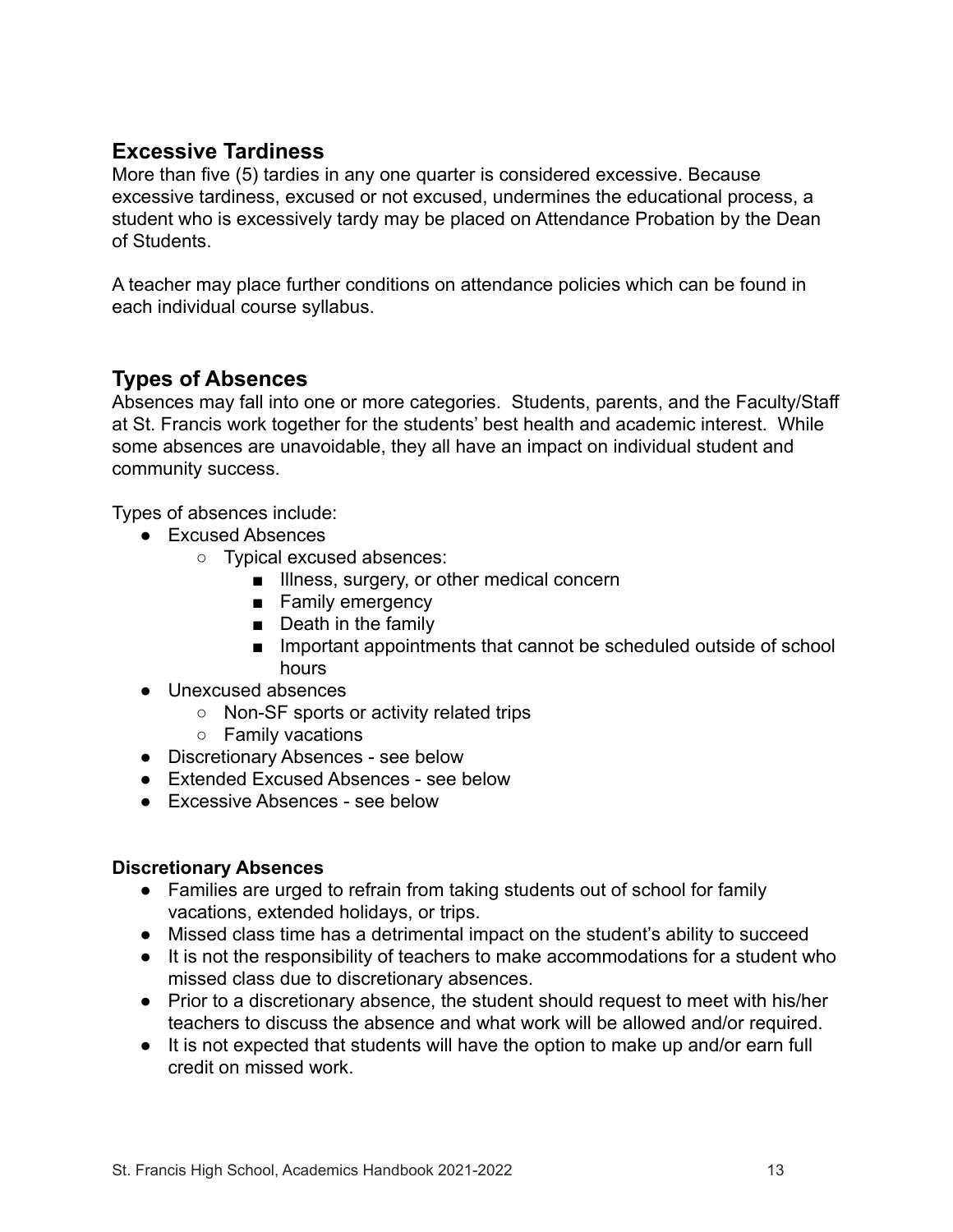## Excessive Tardiness

More than five (5) tardies in any one quarter is considered excessive. Because excessive tardiness, excused or not excused, undermines the educational process, a student who is excessively tardy may be placed on Attendance Probation by the Dean of Students.

A teacher may place further conditions on attendance policies which can be found in each individual course syllabus.

## Types of Absences

Absences may fall into one or more categories. Students, parents, and the Faculty/Staff at St. Francis work together for the students' best health and academic interest. While some absences are unavoidable, they all have an impact on individual student and community success.

Types of absences include:

- Excused Absences
  - Typical excused absences:
    - Illness, surgery, or other medical concern
    - Family emergency
    - Death in the family
    - Important appointments that cannot be scheduled outside of school hours
- Unexcused absences
  - Non-SF sports or activity related trips
  - Family vacations
- Discretionary Absences - see below
- Extended Excused Absences - see below
- Excessive Absences - see below

**Discretionary Absences**

- Families are urged to refrain from taking students out of school for family vacations, extended holidays, or trips.
- Missed class time has a detrimental impact on the student's ability to succeed
- It is not the responsibility of teachers to make accommodations for a student who missed class due to discretionary absences.
- Prior to a discretionary absence, the student should request to meet with his/her teachers to discuss the absence and what work will be allowed and/or required.
- It is not expected that students will have the option to make up and/or earn full credit on missed work.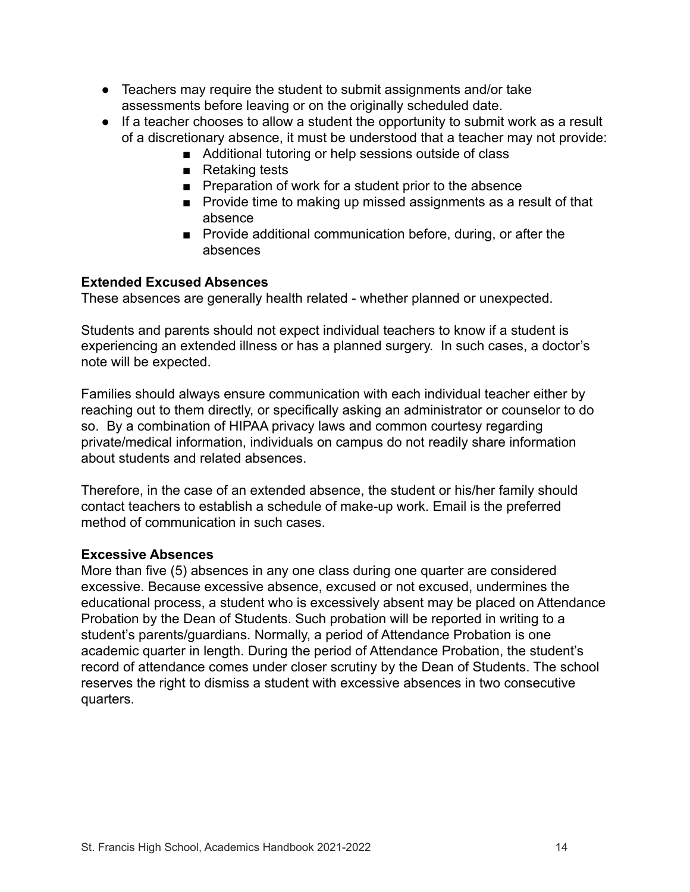- Teachers may require the student to submit assignments and/or take assessments before leaving or on the originally scheduled date.
- If a teacher chooses to allow a student the opportunity to submit work as a result of a discretionary absence, it must be understood that a teacher may not provide:
    - Additional tutoring or help sessions outside of class
    - Retaking tests
    - Preparation of work for a student prior to the absence
    - Provide time to making up missed assignments as a result of that absence
    - Provide additional communication before, during, or after the absences

**Extended Excused Absences**

These absences are generally health related - whether planned or unexpected.

Students and parents should not expect individual teachers to know if a student is experiencing an extended illness or has a planned surgery. In such cases, a doctor's note will be expected.

Families should always ensure communication with each individual teacher either by reaching out to them directly, or specifically asking an administrator or counselor to do so. By a combination of HIPAA privacy laws and common courtesy regarding private/medical information, individuals on campus do not readily share information about students and related absences.

Therefore, in the case of an extended absence, the student or his/her family should contact teachers to establish a schedule of make-up work. Email is the preferred method of communication in such cases.

**Excessive Absences**

More than five (5) absences in any one class during one quarter are considered excessive. Because excessive absence, excused or not excused, undermines the educational process, a student who is excessively absent may be placed on Attendance Probation by the Dean of Students. Such probation will be reported in writing to a student's parents/guardians. Normally, a period of Attendance Probation is one academic quarter in length. During the period of Attendance Probation, the student's record of attendance comes under closer scrutiny by the Dean of Students. The school reserves the right to dismiss a student with excessive absences in two consecutive quarters.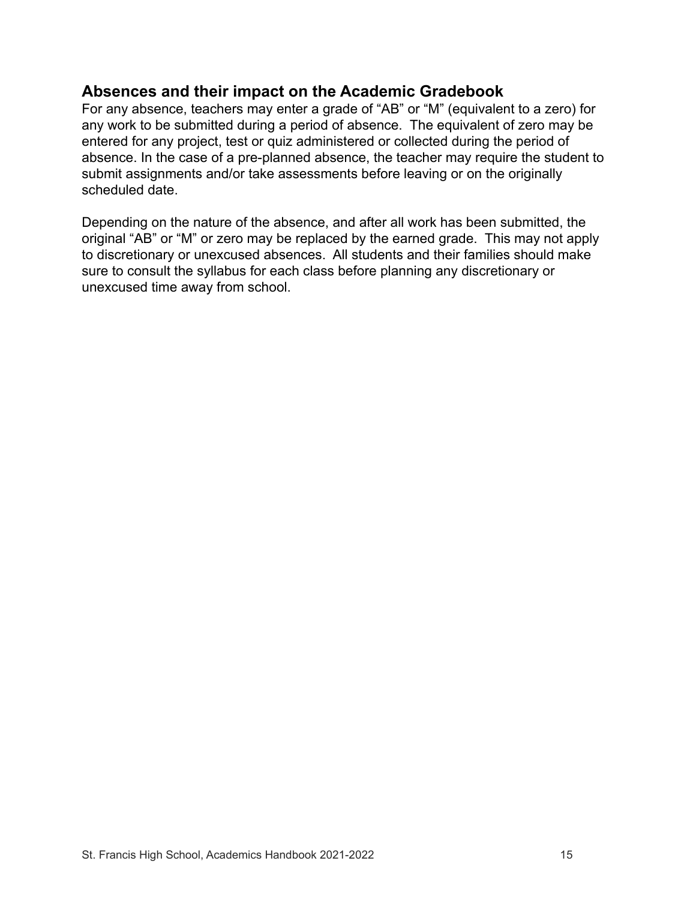## Absences and their impact on the Academic Gradebook

For any absence, teachers may enter a grade of "AB" or "M" (equivalent to a zero) for any work to be submitted during a period of absence. The equivalent of zero may be entered for any project, test or quiz administered or collected during the period of absence. In the case of a pre-planned absence, the teacher may require the student to submit assignments and/or take assessments before leaving or on the originally scheduled date.

Depending on the nature of the absence, and after all work has been submitted, the original "AB" or "M" or zero may be replaced by the earned grade. This may not apply to discretionary or unexcused absences. All students and their families should make sure to consult the syllabus for each class before planning any discretionary or unexcused time away from school.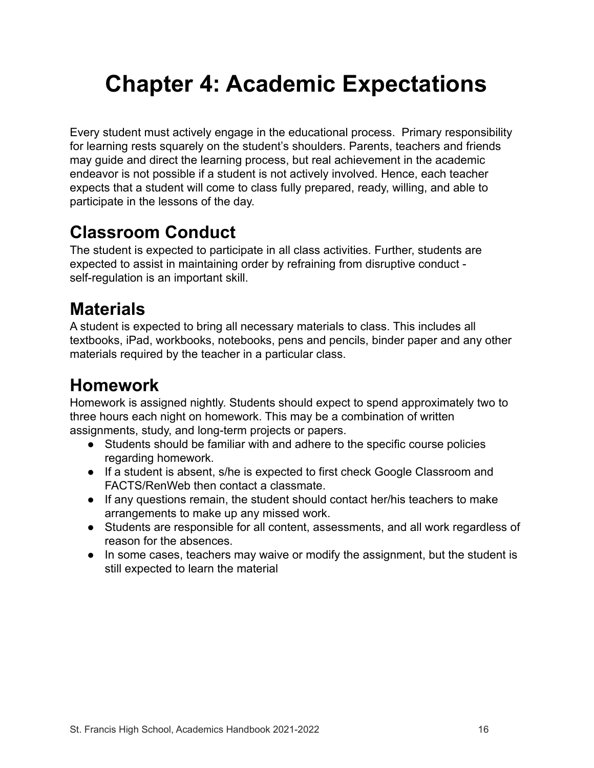# Chapter 4: Academic Expectations

Every student must actively engage in the educational process. Primary responsibility for learning rests squarely on the student's shoulders. Parents, teachers and friends may guide and direct the learning process, but real achievement in the academic endeavor is not possible if a student is not actively involved. Hence, each teacher expects that a student will come to class fully prepared, ready, willing, and able to participate in the lessons of the day.

## Classroom Conduct

The student is expected to participate in all class activities. Further, students are expected to assist in maintaining order by refraining from disruptive conduct - self-regulation is an important skill.

## Materials

A student is expected to bring all necessary materials to class. This includes all textbooks, iPad, workbooks, notebooks, pens and pencils, binder paper and any other materials required by the teacher in a particular class.

## Homework

Homework is assigned nightly. Students should expect to spend approximately two to three hours each night on homework. This may be a combination of written assignments, study, and long-term projects or papers.

- Students should be familiar with and adhere to the specific course policies regarding homework.
- If a student is absent, s/he is expected to first check Google Classroom and FACTS/RenWeb then contact a classmate.
- If any questions remain, the student should contact her/his teachers to make arrangements to make up any missed work.
- Students are responsible for all content, assessments, and all work regardless of reason for the absences.
- In some cases, teachers may waive or modify the assignment, but the student is still expected to learn the material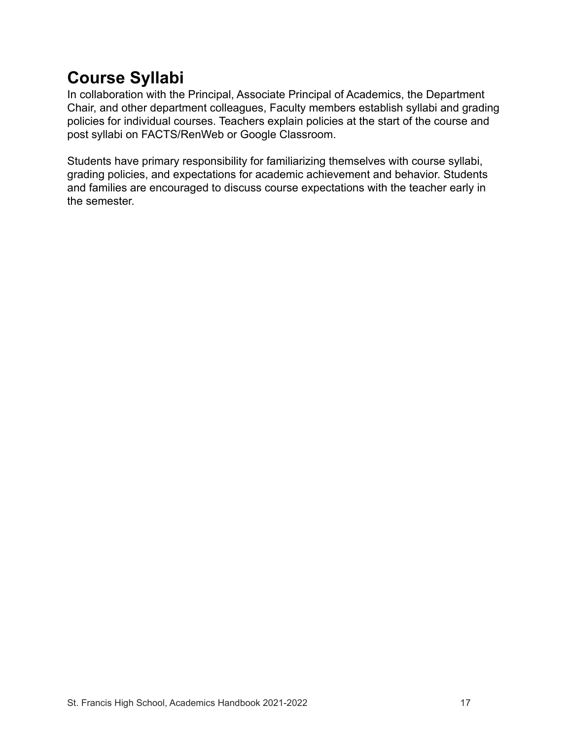# Course Syllabi

In collaboration with the Principal, Associate Principal of Academics, the Department Chair, and other department colleagues, Faculty members establish syllabi and grading policies for individual courses. Teachers explain policies at the start of the course and post syllabi on FACTS/RenWeb or Google Classroom.

Students have primary responsibility for familiarizing themselves with course syllabi, grading policies, and expectations for academic achievement and behavior. Students and families are encouraged to discuss course expectations with the teacher early in the semester.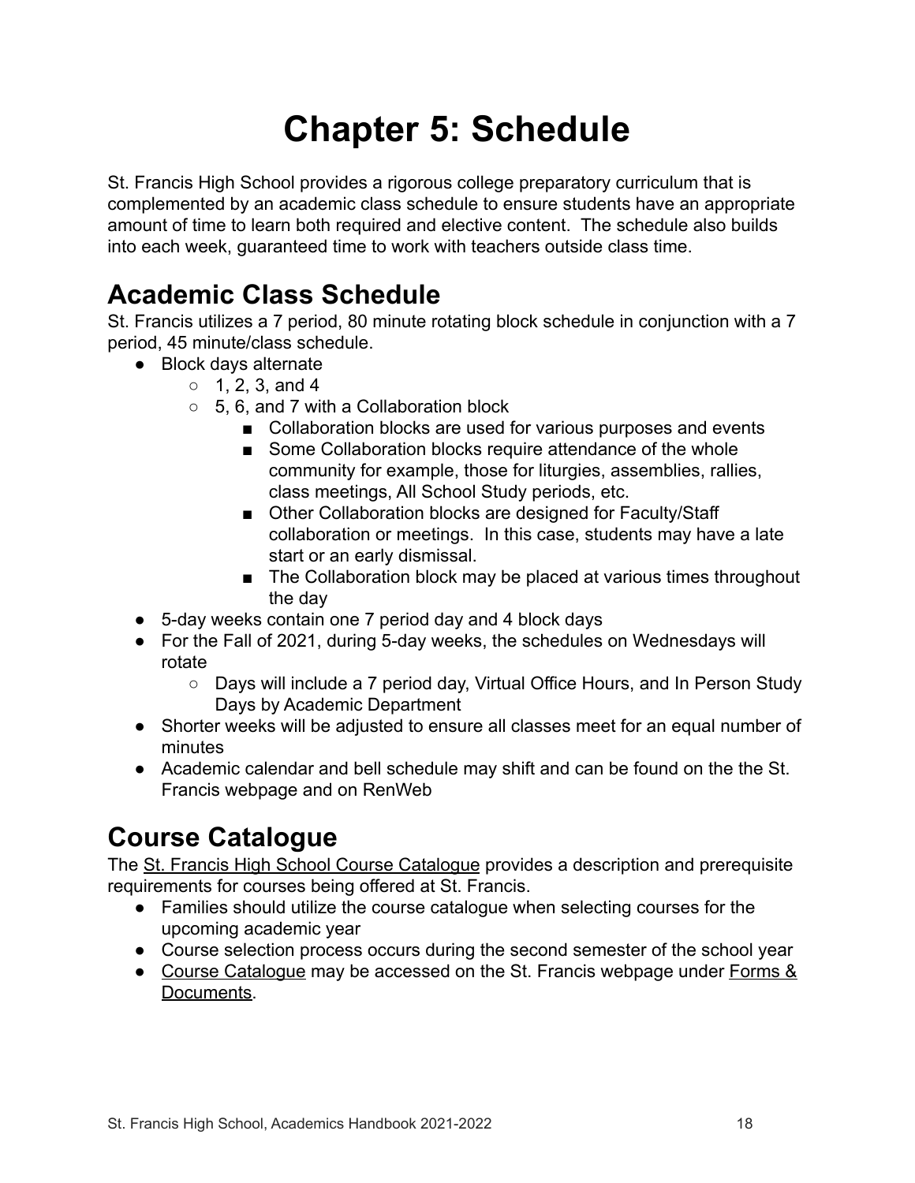# Chapter 5: Schedule

St. Francis High School provides a rigorous college preparatory curriculum that is complemented by an academic class schedule to ensure students have an appropriate amount of time to learn both required and elective content. The schedule also builds into each week, guaranteed time to work with teachers outside class time.

## Academic Class Schedule

St. Francis utilizes a 7 period, 80 minute rotating block schedule in conjunction with a 7 period, 45 minute/class schedule.

- Block days alternate
  - 1, 2, 3, and 4
  - 5, 6, and 7 with a Collaboration block
    - Collaboration blocks are used for various purposes and events
    - Some Collaboration blocks require attendance of the whole community for example, those for liturgies, assemblies, rallies, class meetings, All School Study periods, etc.
    - Other Collaboration blocks are designed for Faculty/Staff collaboration or meetings. In this case, students may have a late start or an early dismissal.
    - The Collaboration block may be placed at various times throughout the day
- 5-day weeks contain one 7 period day and 4 block days
- For the Fall of 2021, during 5-day weeks, the schedules on Wednesdays will rotate
  - Days will include a 7 period day, Virtual Office Hours, and In Person Study Days by Academic Department
- Shorter weeks will be adjusted to ensure all classes meet for an equal number of minutes
- Academic calendar and bell schedule may shift and can be found on the the St. Francis webpage and on RenWeb

## Course Catalogue

The St. Francis High School Course Catalogue provides a description and prerequisite requirements for courses being offered at St. Francis.

- Families should utilize the course catalogue when selecting courses for the upcoming academic year
- Course selection process occurs during the second semester of the school year
- Course Catalogue may be accessed on the St. Francis webpage under Forms & Documents.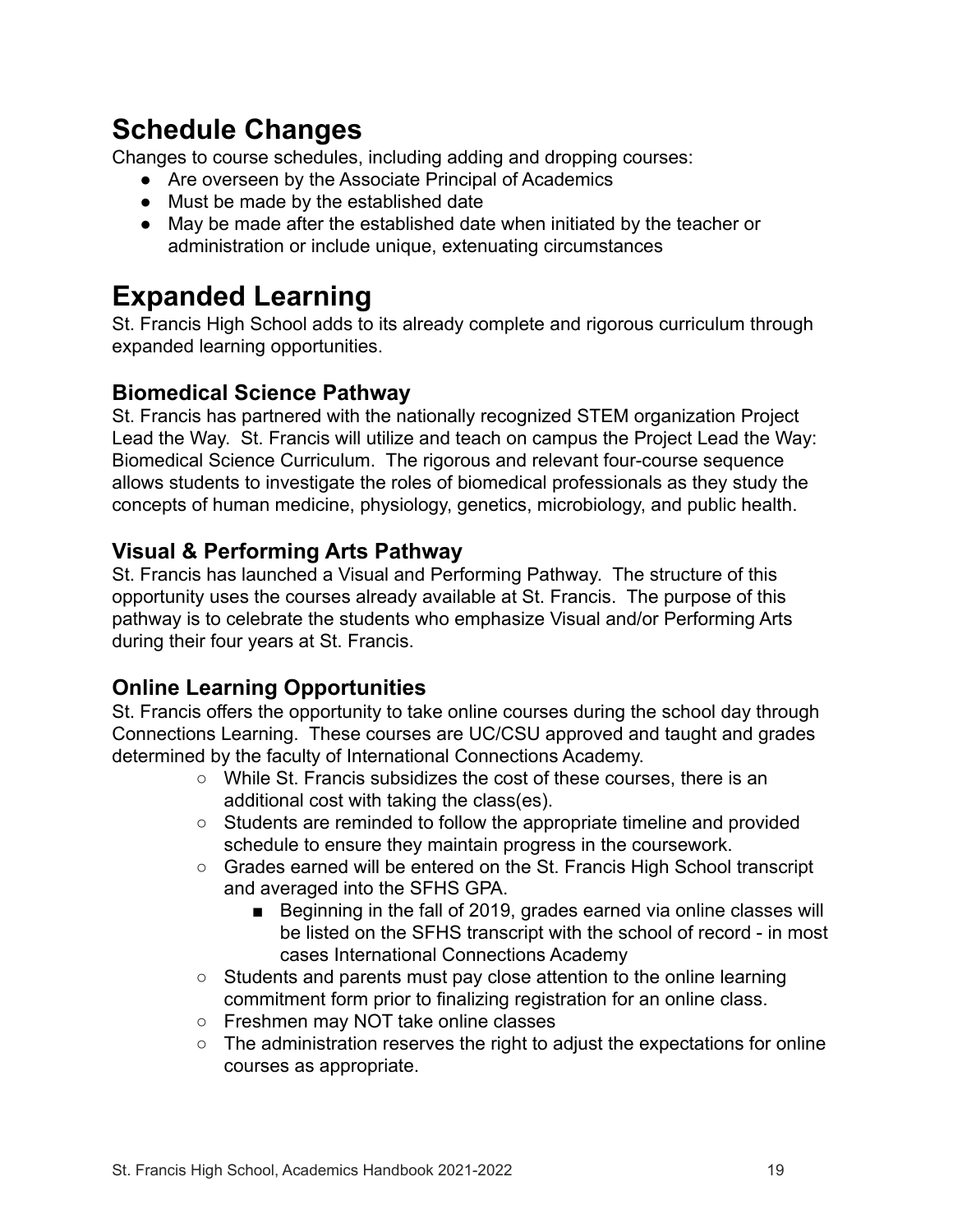# Schedule Changes

Changes to course schedules, including adding and dropping courses:

- Are overseen by the Associate Principal of Academics
- Must be made by the established date
- May be made after the established date when initiated by the teacher or administration or include unique, extenuating circumstances

# Expanded Learning

St. Francis High School adds to its already complete and rigorous curriculum through expanded learning opportunities.

## Biomedical Science Pathway

St. Francis has partnered with the nationally recognized STEM organization Project Lead the Way. St. Francis will utilize and teach on campus the Project Lead the Way: Biomedical Science Curriculum. The rigorous and relevant four-course sequence allows students to investigate the roles of biomedical professionals as they study the concepts of human medicine, physiology, genetics, microbiology, and public health.

## Visual & Performing Arts Pathway

St. Francis has launched a Visual and Performing Pathway. The structure of this opportunity uses the courses already available at St. Francis. The purpose of this pathway is to celebrate the students who emphasize Visual and/or Performing Arts during their four years at St. Francis.

## Online Learning Opportunities

St. Francis offers the opportunity to take online courses during the school day through Connections Learning. These courses are UC/CSU approved and taught and grades determined by the faculty of International Connections Academy.

- While St. Francis subsidizes the cost of these courses, there is an additional cost with taking the class(es).
- Students are reminded to follow the appropriate timeline and provided schedule to ensure they maintain progress in the coursework.
- Grades earned will be entered on the St. Francis High School transcript and averaged into the SFHS GPA.
  - Beginning in the fall of 2019, grades earned via online classes will be listed on the SFHS transcript with the school of record - in most cases International Connections Academy
- Students and parents must pay close attention to the online learning commitment form prior to finalizing registration for an online class.
- Freshmen may NOT take online classes
- The administration reserves the right to adjust the expectations for online courses as appropriate.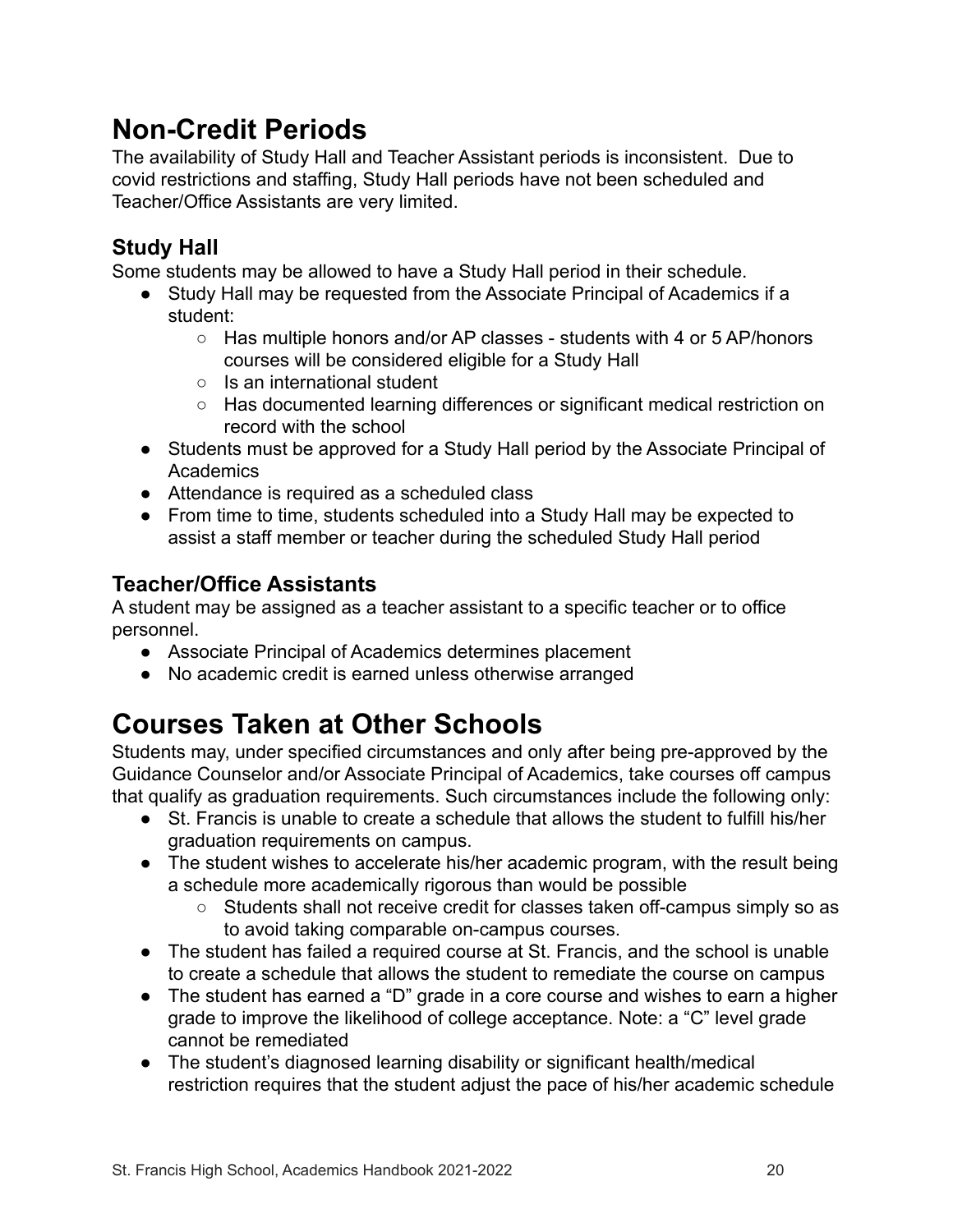# Non-Credit Periods

The availability of Study Hall and Teacher Assistant periods is inconsistent. Due to covid restrictions and staffing, Study Hall periods have not been scheduled and Teacher/Office Assistants are very limited.

## Study Hall

Some students may be allowed to have a Study Hall period in their schedule.

- Study Hall may be requested from the Associate Principal of Academics if a student:
    - Has multiple honors and/or AP classes - students with 4 or 5 AP/honors courses will be considered eligible for a Study Hall
    - Is an international student
    - Has documented learning differences or significant medical restriction on record with the school
- Students must be approved for a Study Hall period by the Associate Principal of Academics
- Attendance is required as a scheduled class
- From time to time, students scheduled into a Study Hall may be expected to assist a staff member or teacher during the scheduled Study Hall period

## Teacher/Office Assistants

A student may be assigned as a teacher assistant to a specific teacher or to office personnel.

- Associate Principal of Academics determines placement
- No academic credit is earned unless otherwise arranged

# Courses Taken at Other Schools

Students may, under specified circumstances and only after being pre-approved by the Guidance Counselor and/or Associate Principal of Academics, take courses off campus that qualify as graduation requirements. Such circumstances include the following only:

- St. Francis is unable to create a schedule that allows the student to fulfill his/her graduation requirements on campus.
- The student wishes to accelerate his/her academic program, with the result being a schedule more academically rigorous than would be possible
    - Students shall not receive credit for classes taken off-campus simply so as to avoid taking comparable on-campus courses.
- The student has failed a required course at St. Francis, and the school is unable to create a schedule that allows the student to remediate the course on campus
- The student has earned a "D" grade in a core course and wishes to earn a higher grade to improve the likelihood of college acceptance. Note: a "C" level grade cannot be remediated
- The student's diagnosed learning disability or significant health/medical restriction requires that the student adjust the pace of his/her academic schedule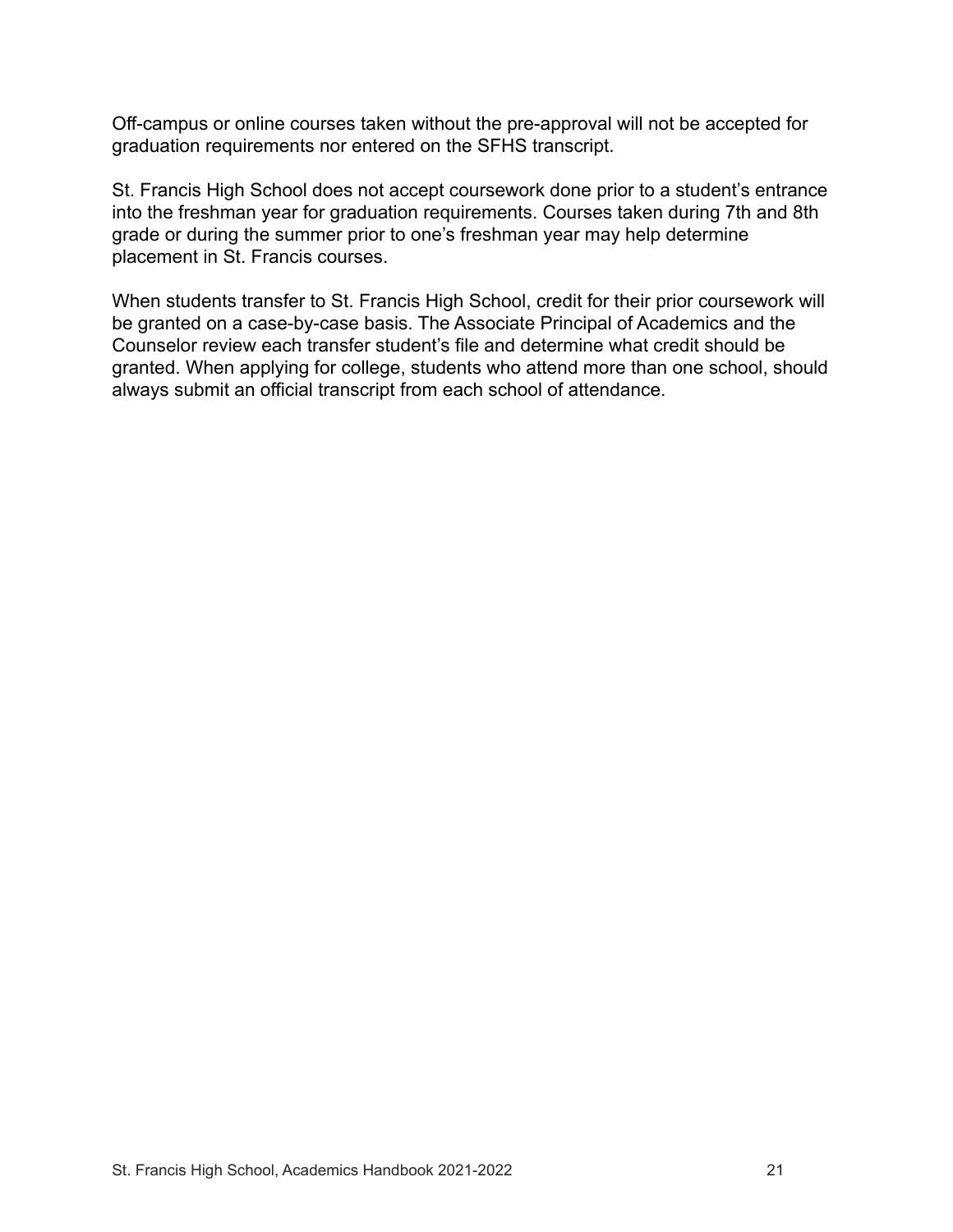Off-campus or online courses taken without the pre-approval will not be accepted for graduation requirements nor entered on the SFHS transcript.

St. Francis High School does not accept coursework done prior to a student's entrance into the freshman year for graduation requirements. Courses taken during 7th and 8th grade or during the summer prior to one's freshman year may help determine placement in St. Francis courses.

When students transfer to St. Francis High School, credit for their prior coursework will be granted on a case-by-case basis. The Associate Principal of Academics and the Counselor review each transfer student's file and determine what credit should be granted. When applying for college, students who attend more than one school, should always submit an official transcript from each school of attendance.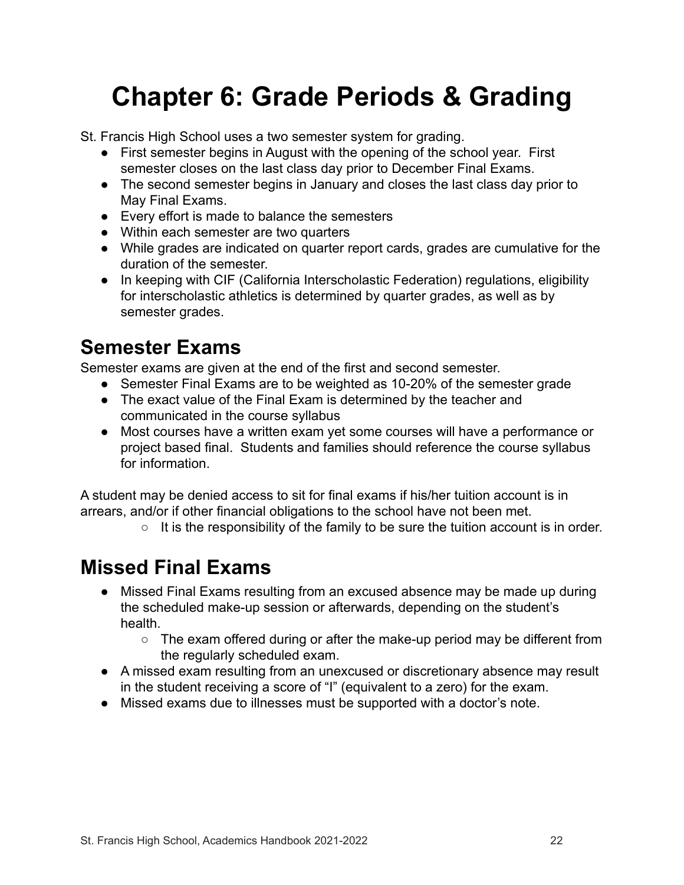# Chapter 6: Grade Periods & Grading

St. Francis High School uses a two semester system for grading.

- First semester begins in August with the opening of the school year. First semester closes on the last class day prior to December Final Exams.
- The second semester begins in January and closes the last class day prior to May Final Exams.
- Every effort is made to balance the semesters
- Within each semester are two quarters
- While grades are indicated on quarter report cards, grades are cumulative for the duration of the semester.
- In keeping with CIF (California Interscholastic Federation) regulations, eligibility for interscholastic athletics is determined by quarter grades, as well as by semester grades.

## Semester Exams

Semester exams are given at the end of the first and second semester.

- Semester Final Exams are to be weighted as 10-20% of the semester grade
- The exact value of the Final Exam is determined by the teacher and communicated in the course syllabus
- Most courses have a written exam yet some courses will have a performance or project based final. Students and families should reference the course syllabus for information.

A student may be denied access to sit for final exams if his/her tuition account is in arrears, and/or if other financial obligations to the school have not been met.

- It is the responsibility of the family to be sure the tuition account is in order.

## Missed Final Exams

- Missed Final Exams resulting from an excused absence may be made up during the scheduled make-up session or afterwards, depending on the student's health.
  - The exam offered during or after the make-up period may be different from the regularly scheduled exam.
- A missed exam resulting from an unexcused or discretionary absence may result in the student receiving a score of "I" (equivalent to a zero) for the exam.
- Missed exams due to illnesses must be supported with a doctor's note.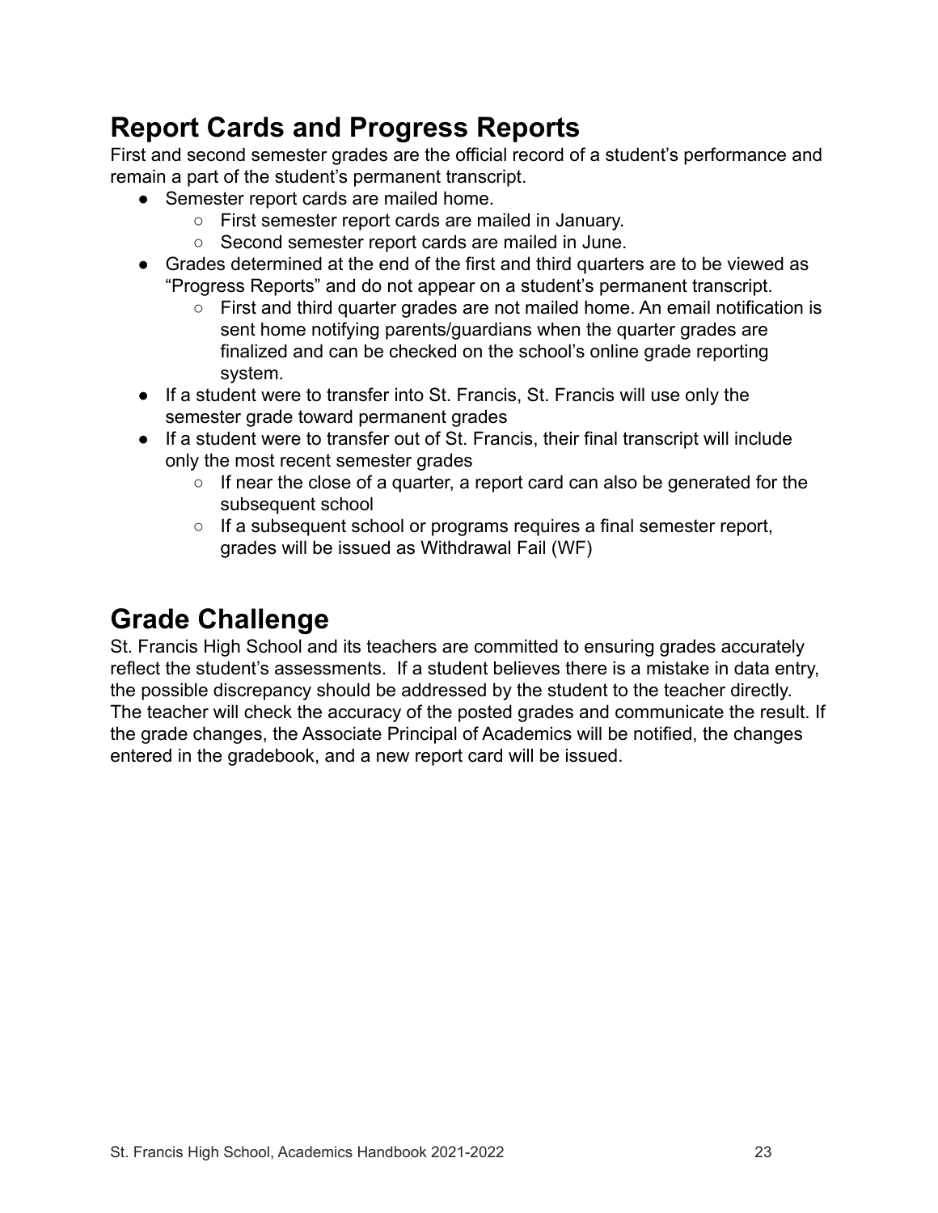## Report Cards and Progress Reports

First and second semester grades are the official record of a student's performance and remain a part of the student's permanent transcript.

- Semester report cards are mailed home.
  - First semester report cards are mailed in January.
  - Second semester report cards are mailed in June.
- Grades determined at the end of the first and third quarters are to be viewed as "Progress Reports" and do not appear on a student's permanent transcript.
  - First and third quarter grades are not mailed home. An email notification is sent home notifying parents/guardians when the quarter grades are finalized and can be checked on the school's online grade reporting system.
- If a student were to transfer into St. Francis, St. Francis will use only the semester grade toward permanent grades
- If a student were to transfer out of St. Francis, their final transcript will include only the most recent semester grades
  - If near the close of a quarter, a report card can also be generated for the subsequent school
  - If a subsequent school or programs requires a final semester report, grades will be issued as Withdrawal Fail (WF)

## Grade Challenge

St. Francis High School and its teachers are committed to ensuring grades accurately reflect the student's assessments. If a student believes there is a mistake in data entry, the possible discrepancy should be addressed by the student to the teacher directly. The teacher will check the accuracy of the posted grades and communicate the result. If the grade changes, the Associate Principal of Academics will be notified, the changes entered in the gradebook, and a new report card will be issued.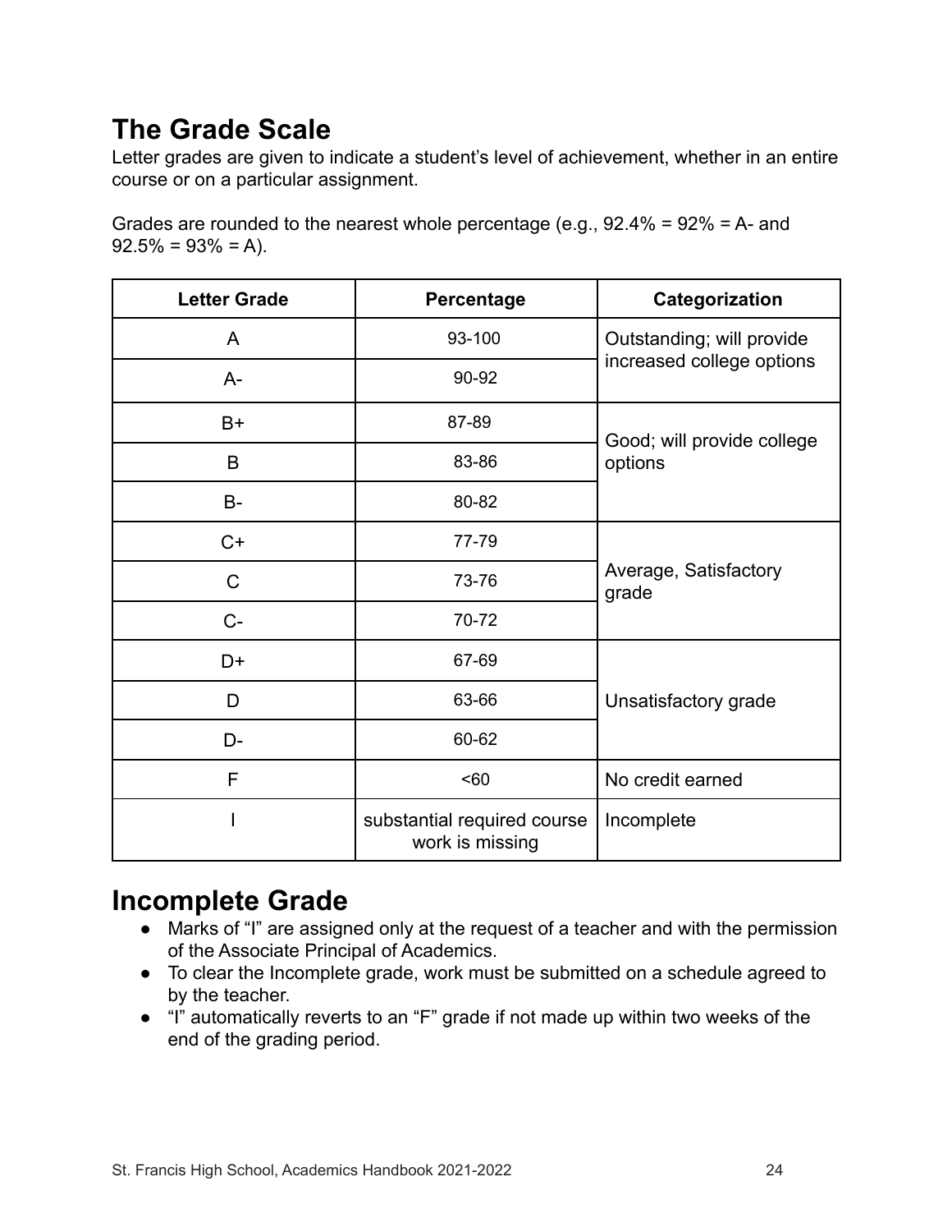## The Grade Scale

Letter grades are given to indicate a student's level of achievement, whether in an entire course or on a particular assignment.

Grades are rounded to the nearest whole percentage (e.g., 92.4% = 92% = A- and 92.5% = 93% = A).

| Letter Grade | Percentage | Categorization |
|---|---|---|
| A | 93-100 | Outstanding; will provide increased college options |
| A- | 90-92 | |
| B+ | 87-89 | Good; will provide college options |
| B | 83-86 | |
| B- | 80-82 | |
| C+ | 77-79 | Average, Satisfactory grade |
| C | 73-76 | |
| C- | 70-72 | |
| D+ | 67-69 | Unsatisfactory grade |
| D | 63-66 | |
| D- | 60-62 | |
| F | <60 | No credit earned |
| I | substantial required course work is missing | Incomplete |

## Incomplete Grade

- Marks of "I" are assigned only at the request of a teacher and with the permission of the Associate Principal of Academics.
- To clear the Incomplete grade, work must be submitted on a schedule agreed to by the teacher.
- "I" automatically reverts to an "F" grade if not made up within two weeks of the end of the grading period.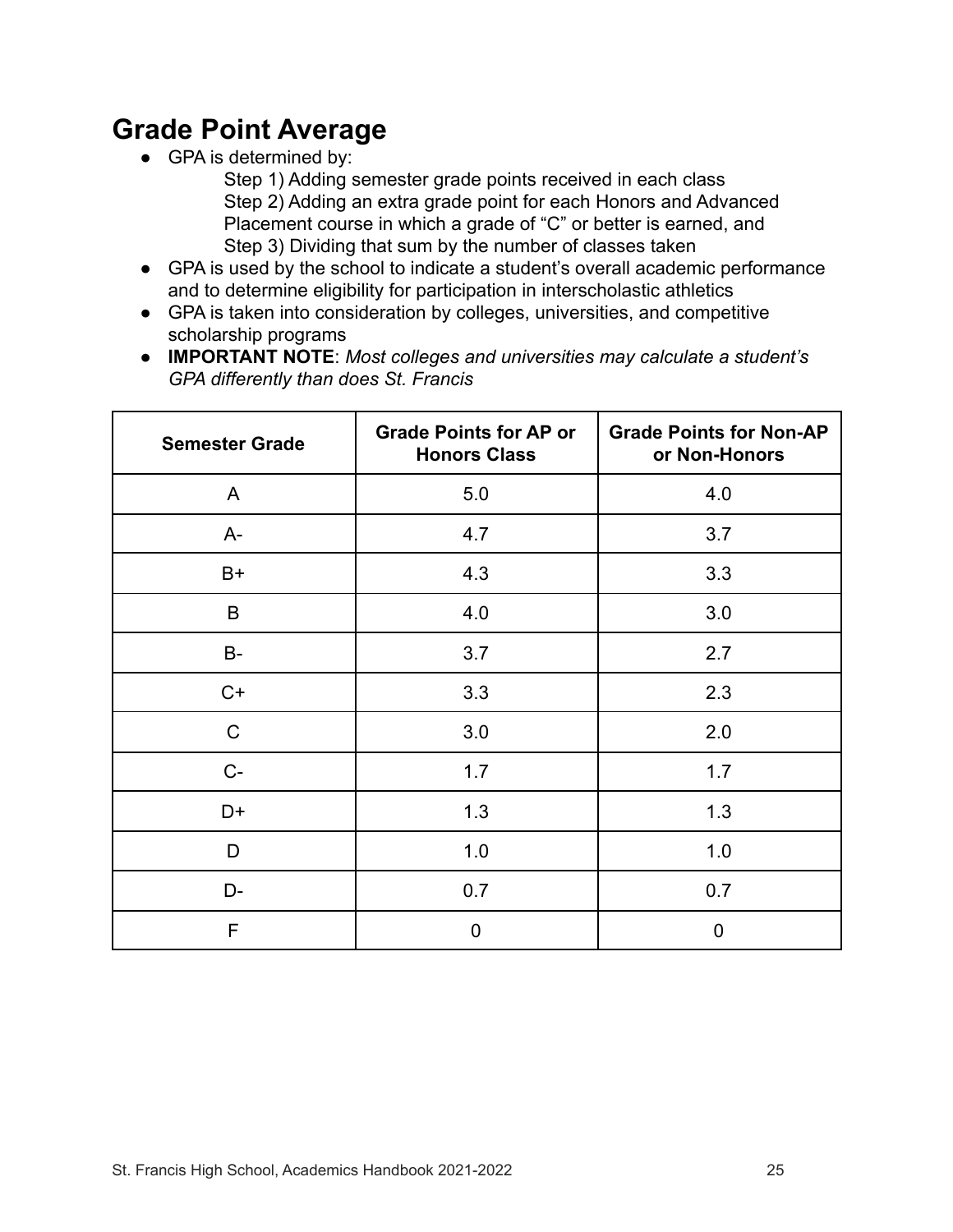## Grade Point Average

- GPA is determined by:
  Step 1) Adding semester grade points received in each class
  Step 2) Adding an extra grade point for each Honors and Advanced Placement course in which a grade of “C” or better is earned, and
  Step 3) Dividing that sum by the number of classes taken
- GPA is used by the school to indicate a student’s overall academic performance and to determine eligibility for participation in interscholastic athletics
- GPA is taken into consideration by colleges, universities, and competitive scholarship programs
- **IMPORTANT NOTE**: *Most colleges and universities may calculate a student’s GPA differently than does St. Francis*

| Semester Grade | Grade Points for AP or Honors Class | Grade Points for Non-AP or Non-Honors |
|---|---|---|
| A | 5.0 | 4.0 |
| A- | 4.7 | 3.7 |
| B+ | 4.3 | 3.3 |
| B | 4.0 | 3.0 |
| B- | 3.7 | 2.7 |
| C+ | 3.3 | 2.3 |
| C | 3.0 | 2.0 |
| C- | 1.7 | 1.7 |
| D+ | 1.3 | 1.3 |
| D | 1.0 | 1.0 |
| D- | 0.7 | 0.7 |
| F | 0 | 0 |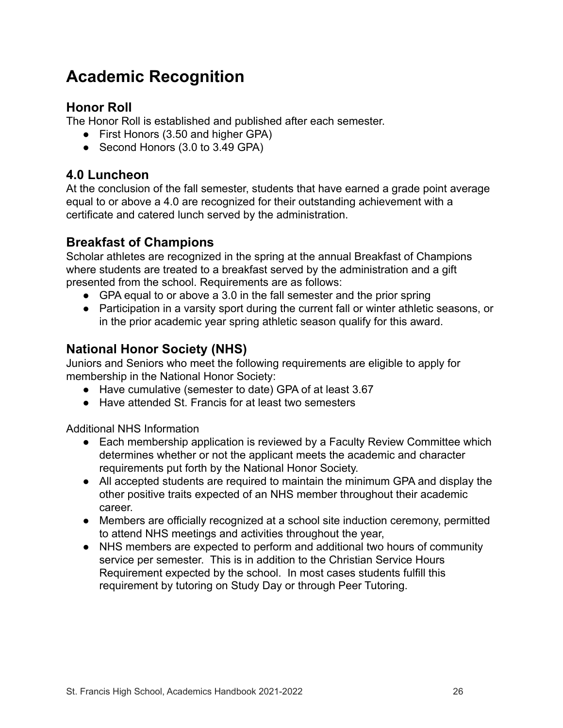# Academic Recognition

## Honor Roll

The Honor Roll is established and published after each semester.

- First Honors (3.50 and higher GPA)
- Second Honors (3.0 to 3.49 GPA)

## 4.0 Luncheon

At the conclusion of the fall semester, students that have earned a grade point average equal to or above a 4.0 are recognized for their outstanding achievement with a certificate and catered lunch served by the administration.

## Breakfast of Champions

Scholar athletes are recognized in the spring at the annual Breakfast of Champions where students are treated to a breakfast served by the administration and a gift presented from the school. Requirements are as follows:

- GPA equal to or above a 3.0 in the fall semester and the prior spring
- Participation in a varsity sport during the current fall or winter athletic seasons, or in the prior academic year spring athletic season qualify for this award.

## National Honor Society (NHS)

Juniors and Seniors who meet the following requirements are eligible to apply for membership in the National Honor Society:

- Have cumulative (semester to date) GPA of at least 3.67
- Have attended St. Francis for at least two semesters

Additional NHS Information

- Each membership application is reviewed by a Faculty Review Committee which determines whether or not the applicant meets the academic and character requirements put forth by the National Honor Society.
- All accepted students are required to maintain the minimum GPA and display the other positive traits expected of an NHS member throughout their academic career.
- Members are officially recognized at a school site induction ceremony, permitted to attend NHS meetings and activities throughout the year,
- NHS members are expected to perform and additional two hours of community service per semester. This is in addition to the Christian Service Hours Requirement expected by the school. In most cases students fulfill this requirement by tutoring on Study Day or through Peer Tutoring.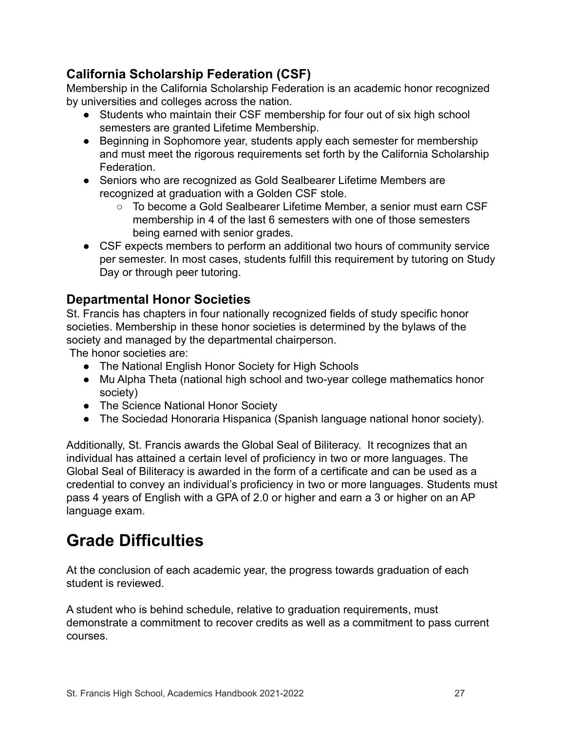### California Scholarship Federation (CSF)

Membership in the California Scholarship Federation is an academic honor recognized by universities and colleges across the nation.

- Students who maintain their CSF membership for four out of six high school semesters are granted Lifetime Membership.
- Beginning in Sophomore year, students apply each semester for membership and must meet the rigorous requirements set forth by the California Scholarship Federation.
- Seniors who are recognized as Gold Sealbearer Lifetime Members are recognized at graduation with a Golden CSF stole.
  - To become a Gold Sealbearer Lifetime Member, a senior must earn CSF membership in 4 of the last 6 semesters with one of those semesters being earned with senior grades.
- CSF expects members to perform an additional two hours of community service per semester. In most cases, students fulfill this requirement by tutoring on Study Day or through peer tutoring.

### Departmental Honor Societies

St. Francis has chapters in four nationally recognized fields of study specific honor societies. Membership in these honor societies is determined by the bylaws of the society and managed by the departmental chairperson.

The honor societies are:

- The National English Honor Society for High Schools
- Mu Alpha Theta (national high school and two-year college mathematics honor society)
- The Science National Honor Society
- The Sociedad Honoraria Hispanica (Spanish language national honor society).

Additionally, St. Francis awards the Global Seal of Biliteracy. It recognizes that an individual has attained a certain level of proficiency in two or more languages. The Global Seal of Biliteracy is awarded in the form of a certificate and can be used as a credential to convey an individual's proficiency in two or more languages. Students must pass 4 years of English with a GPA of 2.0 or higher and earn a 3 or higher on an AP language exam.

# Grade Difficulties

At the conclusion of each academic year, the progress towards graduation of each student is reviewed.

A student who is behind schedule, relative to graduation requirements, must demonstrate a commitment to recover credits as well as a commitment to pass current courses.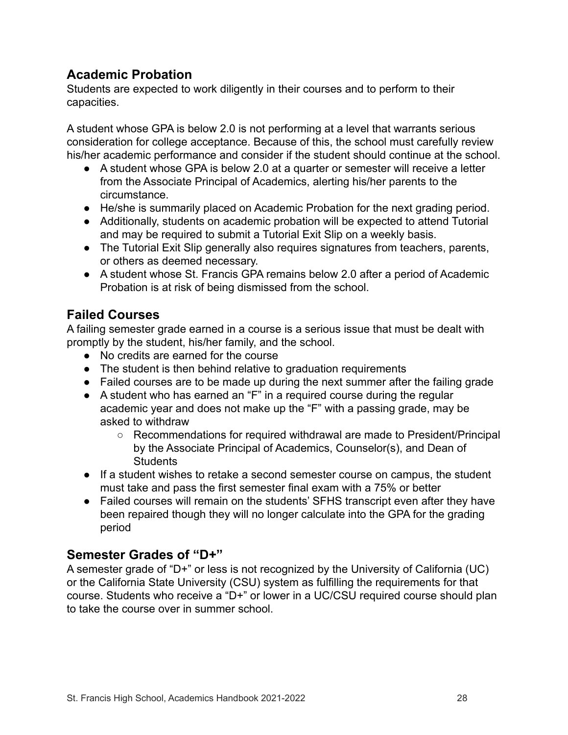## Academic Probation

Students are expected to work diligently in their courses and to perform to their capacities.

A student whose GPA is below 2.0 is not performing at a level that warrants serious consideration for college acceptance. Because of this, the school must carefully review his/her academic performance and consider if the student should continue at the school.

- A student whose GPA is below 2.0 at a quarter or semester will receive a letter from the Associate Principal of Academics, alerting his/her parents to the circumstance.
- He/she is summarily placed on Academic Probation for the next grading period.
- Additionally, students on academic probation will be expected to attend Tutorial and may be required to submit a Tutorial Exit Slip on a weekly basis.
- The Tutorial Exit Slip generally also requires signatures from teachers, parents, or others as deemed necessary.
- A student whose St. Francis GPA remains below 2.0 after a period of Academic Probation is at risk of being dismissed from the school.

## Failed Courses

A failing semester grade earned in a course is a serious issue that must be dealt with promptly by the student, his/her family, and the school.

- No credits are earned for the course
- The student is then behind relative to graduation requirements
- Failed courses are to be made up during the next summer after the failing grade
- A student who has earned an "F" in a required course during the regular academic year and does not make up the "F" with a passing grade, may be asked to withdraw
  - Recommendations for required withdrawal are made to President/Principal by the Associate Principal of Academics, Counselor(s), and Dean of Students
- If a student wishes to retake a second semester course on campus, the student must take and pass the first semester final exam with a 75% or better
- Failed courses will remain on the students' SFHS transcript even after they have been repaired though they will no longer calculate into the GPA for the grading period

## Semester Grades of "D+"

A semester grade of "D+" or less is not recognized by the University of California (UC) or the California State University (CSU) system as fulfilling the requirements for that course. Students who receive a "D+" or lower in a UC/CSU required course should plan to take the course over in summer school.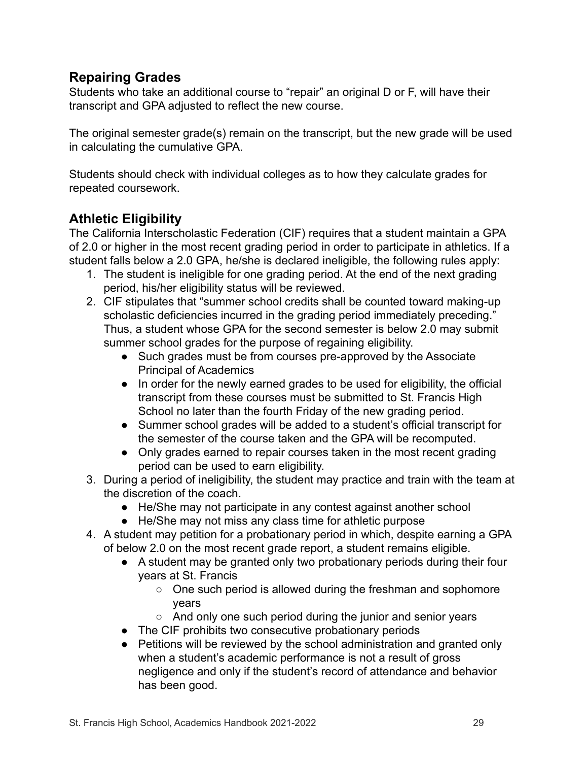## Repairing Grades

Students who take an additional course to "repair" an original D or F, will have their transcript and GPA adjusted to reflect the new course.

The original semester grade(s) remain on the transcript, but the new grade will be used in calculating the cumulative GPA.

Students should check with individual colleges as to how they calculate grades for repeated coursework.

## Athletic Eligibility

The California Interscholastic Federation (CIF) requires that a student maintain a GPA of 2.0 or higher in the most recent grading period in order to participate in athletics. If a student falls below a 2.0 GPA, he/she is declared ineligible, the following rules apply:

1. The student is ineligible for one grading period. At the end of the next grading period, his/her eligibility status will be reviewed.
2. CIF stipulates that "summer school credits shall be counted toward making-up scholastic deficiencies incurred in the grading period immediately preceding." Thus, a student whose GPA for the second semester is below 2.0 may submit summer school grades for the purpose of regaining eligibility.
   - Such grades must be from courses pre-approved by the Associate Principal of Academics
   - In order for the newly earned grades to be used for eligibility, the official transcript from these courses must be submitted to St. Francis High School no later than the fourth Friday of the new grading period.
   - Summer school grades will be added to a student's official transcript for the semester of the course taken and the GPA will be recomputed.
   - Only grades earned to repair courses taken in the most recent grading period can be used to earn eligibility.
3. During a period of ineligibility, the student may practice and train with the team at the discretion of the coach.
   - He/She may not participate in any contest against another school
   - He/She may not miss any class time for athletic purpose
4. A student may petition for a probationary period in which, despite earning a GPA of below 2.0 on the most recent grade report, a student remains eligible.
   - A student may be granted only two probationary periods during their four years at St. Francis
     - One such period is allowed during the freshman and sophomore years
     - And only one such period during the junior and senior years
   - The CIF prohibits two consecutive probationary periods
   - Petitions will be reviewed by the school administration and granted only when a student's academic performance is not a result of gross negligence and only if the student's record of attendance and behavior has been good.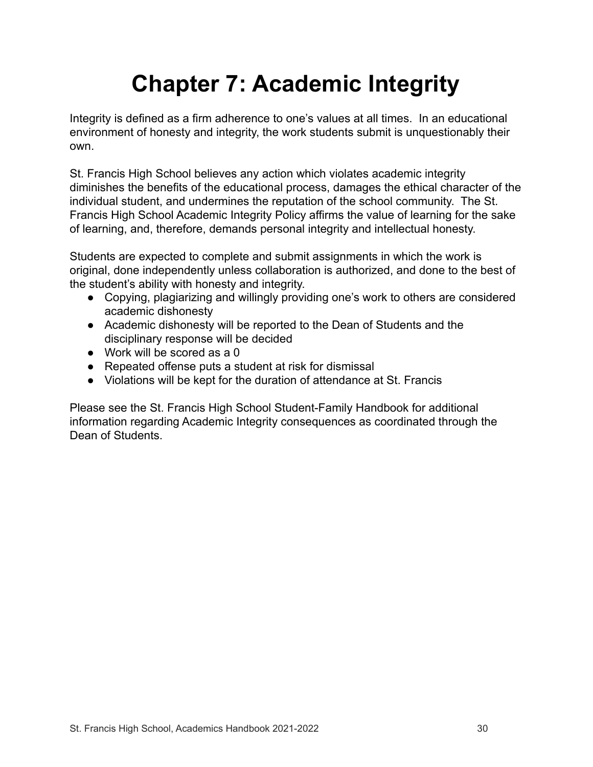# Chapter 7: Academic Integrity

Integrity is defined as a firm adherence to one's values at all times. In an educational environment of honesty and integrity, the work students submit is unquestionably their own.

St. Francis High School believes any action which violates academic integrity diminishes the benefits of the educational process, damages the ethical character of the individual student, and undermines the reputation of the school community. The St. Francis High School Academic Integrity Policy affirms the value of learning for the sake of learning, and, therefore, demands personal integrity and intellectual honesty.

Students are expected to complete and submit assignments in which the work is original, done independently unless collaboration is authorized, and done to the best of the student's ability with honesty and integrity.

- Copying, plagiarizing and willingly providing one's work to others are considered academic dishonesty
- Academic dishonesty will be reported to the Dean of Students and the disciplinary response will be decided
- Work will be scored as a 0
- Repeated offense puts a student at risk for dismissal
- Violations will be kept for the duration of attendance at St. Francis

Please see the St. Francis High School Student-Family Handbook for additional information regarding Academic Integrity consequences as coordinated through the Dean of Students.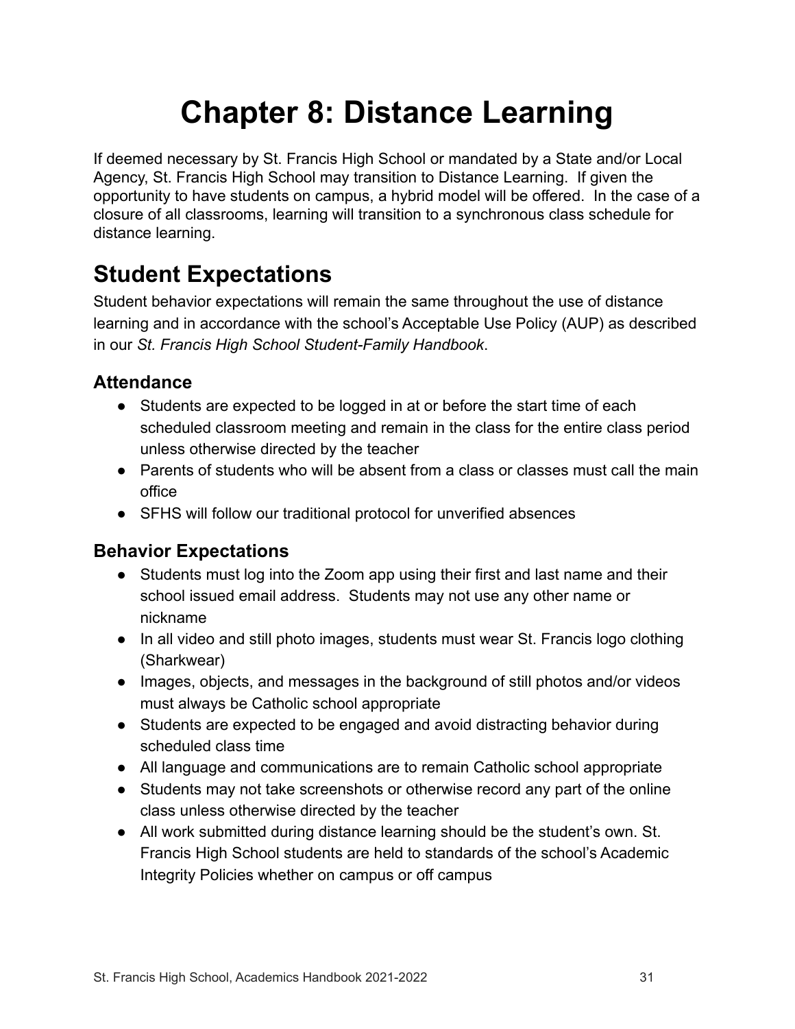# Chapter 8: Distance Learning

If deemed necessary by St. Francis High School or mandated by a State and/or Local Agency, St. Francis High School may transition to Distance Learning. If given the opportunity to have students on campus, a hybrid model will be offered. In the case of a closure of all classrooms, learning will transition to a synchronous class schedule for distance learning.

## Student Expectations

Student behavior expectations will remain the same throughout the use of distance learning and in accordance with the school's Acceptable Use Policy (AUP) as described in our *St. Francis High School Student-Family Handbook*.

### Attendance

- Students are expected to be logged in at or before the start time of each scheduled classroom meeting and remain in the class for the entire class period unless otherwise directed by the teacher
- Parents of students who will be absent from a class or classes must call the main office
- SFHS will follow our traditional protocol for unverified absences

### Behavior Expectations

- Students must log into the Zoom app using their first and last name and their school issued email address. Students may not use any other name or nickname
- In all video and still photo images, students must wear St. Francis logo clothing (Sharkwear)
- Images, objects, and messages in the background of still photos and/or videos must always be Catholic school appropriate
- Students are expected to be engaged and avoid distracting behavior during scheduled class time
- All language and communications are to remain Catholic school appropriate
- Students may not take screenshots or otherwise record any part of the online class unless otherwise directed by the teacher
- All work submitted during distance learning should be the student's own. St. Francis High School students are held to standards of the school's Academic Integrity Policies whether on campus or off campus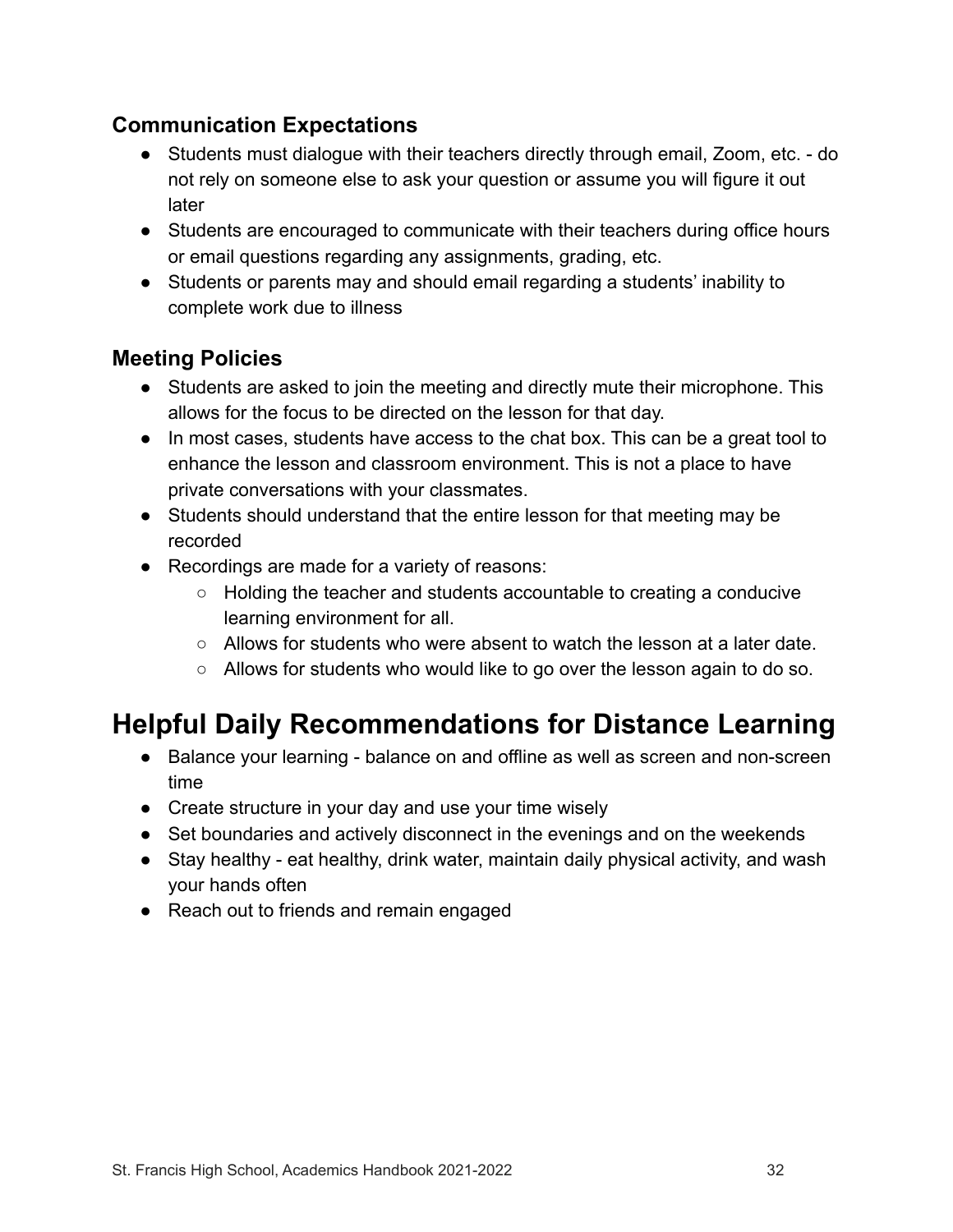### Communication Expectations

- Students must dialogue with their teachers directly through email, Zoom, etc. - do not rely on someone else to ask your question or assume you will figure it out later
- Students are encouraged to communicate with their teachers during office hours or email questions regarding any assignments, grading, etc.
- Students or parents may and should email regarding a students' inability to complete work due to illness

### Meeting Policies

- Students are asked to join the meeting and directly mute their microphone. This allows for the focus to be directed on the lesson for that day.
- In most cases, students have access to the chat box. This can be a great tool to enhance the lesson and classroom environment. This is not a place to have private conversations with your classmates.
- Students should understand that the entire lesson for that meeting may be recorded
- Recordings are made for a variety of reasons:
    - Holding the teacher and students accountable to creating a conducive learning environment for all.
    - Allows for students who were absent to watch the lesson at a later date.
    - Allows for students who would like to go over the lesson again to do so.

## Helpful Daily Recommendations for Distance Learning

- Balance your learning - balance on and offline as well as screen and non-screen time
- Create structure in your day and use your time wisely
- Set boundaries and actively disconnect in the evenings and on the weekends
- Stay healthy - eat healthy, drink water, maintain daily physical activity, and wash your hands often
- Reach out to friends and remain engaged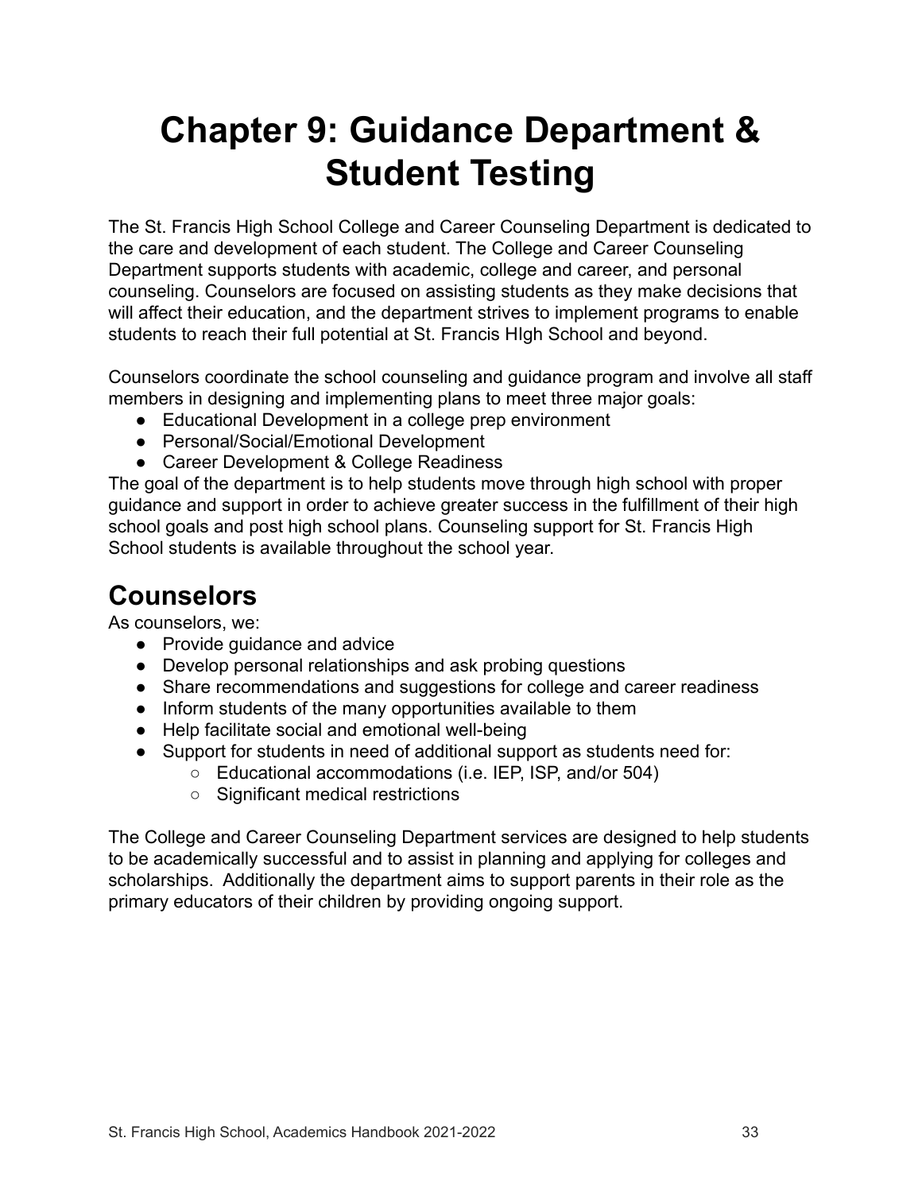# Chapter 9: Guidance Department & Student Testing

The St. Francis High School College and Career Counseling Department is dedicated to the care and development of each student. The College and Career Counseling Department supports students with academic, college and career, and personal counseling. Counselors are focused on assisting students as they make decisions that will affect their education, and the department strives to implement programs to enable students to reach their full potential at St. Francis HIgh School and beyond.

Counselors coordinate the school counseling and guidance program and involve all staff members in designing and implementing plans to meet three major goals:

- Educational Development in a college prep environment
- Personal/Social/Emotional Development
- Career Development & College Readiness

The goal of the department is to help students move through high school with proper guidance and support in order to achieve greater success in the fulfillment of their high school goals and post high school plans. Counseling support for St. Francis High School students is available throughout the school year.

## Counselors

As counselors, we:

- Provide guidance and advice
- Develop personal relationships and ask probing questions
- Share recommendations and suggestions for college and career readiness
- Inform students of the many opportunities available to them
- Help facilitate social and emotional well-being
- Support for students in need of additional support as students need for:
  - Educational accommodations (i.e. IEP, ISP, and/or 504)
  - Significant medical restrictions

The College and Career Counseling Department services are designed to help students to be academically successful and to assist in planning and applying for colleges and scholarships. Additionally the department aims to support parents in their role as the primary educators of their children by providing ongoing support.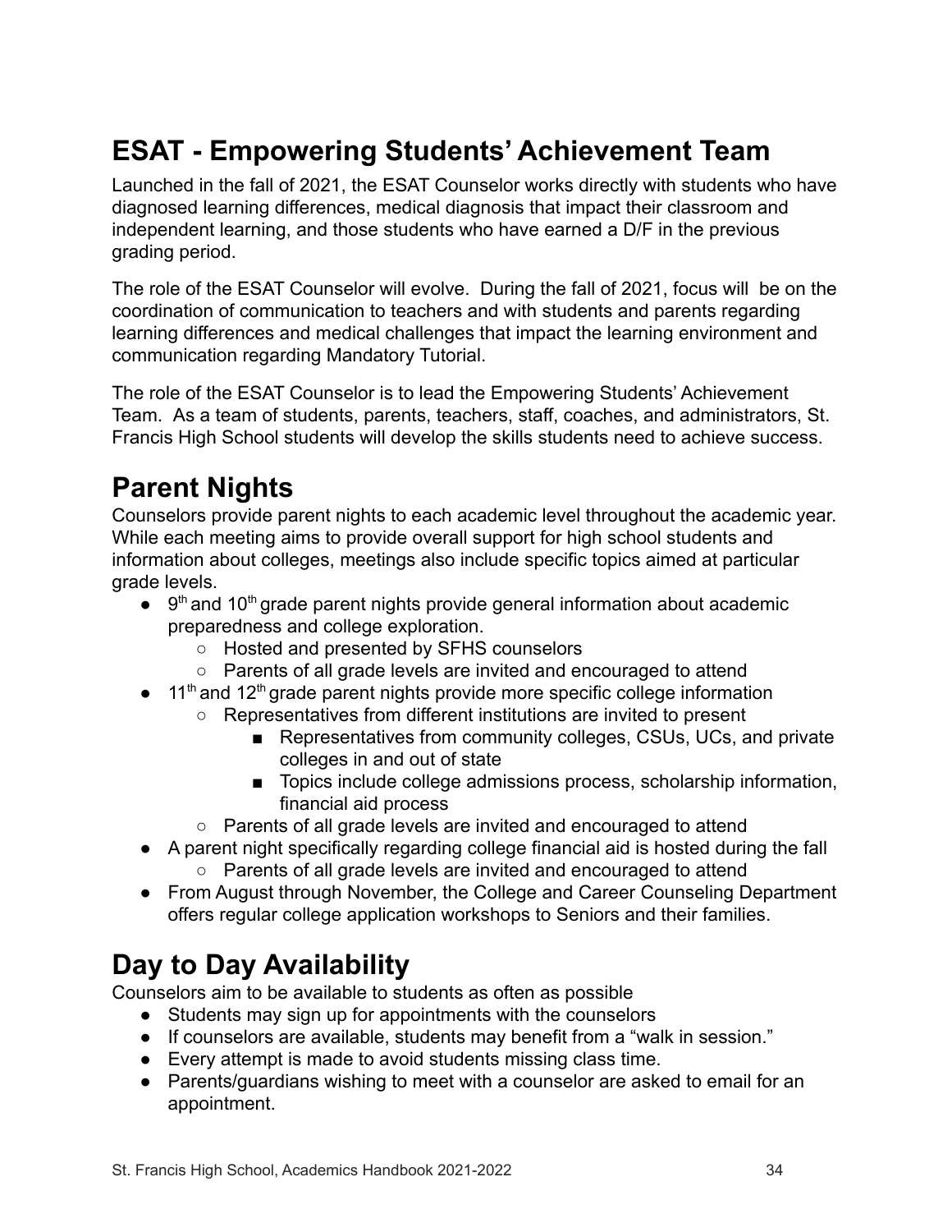# ESAT - Empowering Students' Achievement Team

Launched in the fall of 2021, the ESAT Counselor works directly with students who have diagnosed learning differences, medical diagnosis that impact their classroom and independent learning, and those students who have earned a D/F in the previous grading period.

The role of the ESAT Counselor will evolve. During the fall of 2021, focus will be on the coordination of communication to teachers and with students and parents regarding learning differences and medical challenges that impact the learning environment and communication regarding Mandatory Tutorial.

The role of the ESAT Counselor is to lead the Empowering Students' Achievement Team. As a team of students, parents, teachers, staff, coaches, and administrators, St. Francis High School students will develop the skills students need to achieve success.

# Parent Nights

Counselors provide parent nights to each academic level throughout the academic year. While each meeting aims to provide overall support for high school students and information about colleges, meetings also include specific topics aimed at particular grade levels.

- 9th and 10th grade parent nights provide general information about academic preparedness and college exploration.
  - Hosted and presented by SFHS counselors
  - Parents of all grade levels are invited and encouraged to attend
- 11th and 12th grade parent nights provide more specific college information
  - Representatives from different institutions are invited to present
    - Representatives from community colleges, CSUs, UCs, and private colleges in and out of state
    - Topics include college admissions process, scholarship information, financial aid process
  - Parents of all grade levels are invited and encouraged to attend
- A parent night specifically regarding college financial aid is hosted during the fall
  - Parents of all grade levels are invited and encouraged to attend
- From August through November, the College and Career Counseling Department offers regular college application workshops to Seniors and their families.

# Day to Day Availability

Counselors aim to be available to students as often as possible

- Students may sign up for appointments with the counselors
- If counselors are available, students may benefit from a "walk in session."
- Every attempt is made to avoid students missing class time.
- Parents/guardians wishing to meet with a counselor are asked to email for an appointment.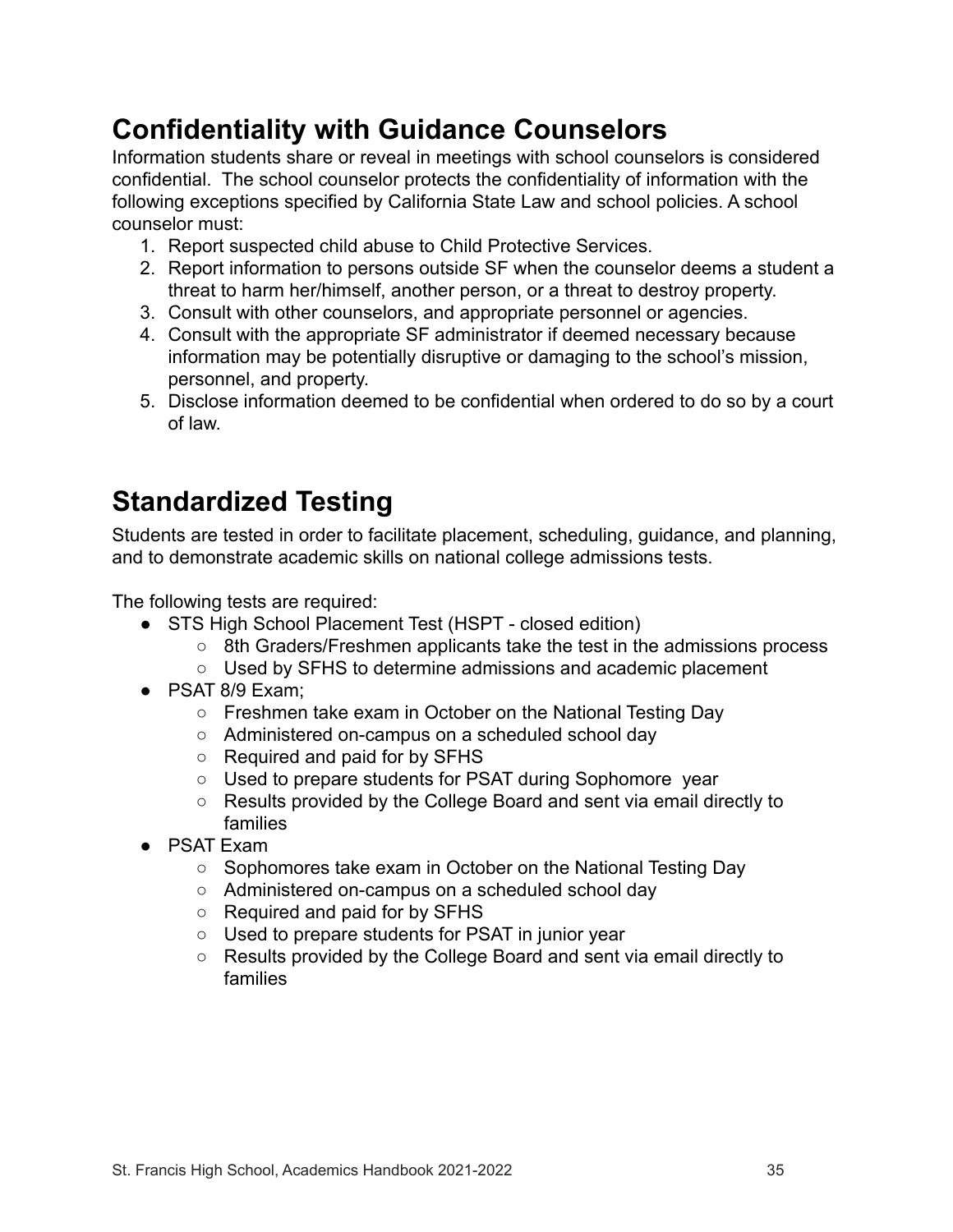## Confidentiality with Guidance Counselors

Information students share or reveal in meetings with school counselors is considered confidential. The school counselor protects the confidentiality of information with the following exceptions specified by California State Law and school policies. A school counselor must:

1. Report suspected child abuse to Child Protective Services.
2. Report information to persons outside SF when the counselor deems a student a threat to harm her/himself, another person, or a threat to destroy property.
3. Consult with other counselors, and appropriate personnel or agencies.
4. Consult with the appropriate SF administrator if deemed necessary because information may be potentially disruptive or damaging to the school's mission, personnel, and property.
5. Disclose information deemed to be confidential when ordered to do so by a court of law.

## Standardized Testing

Students are tested in order to facilitate placement, scheduling, guidance, and planning, and to demonstrate academic skills on national college admissions tests.

The following tests are required:

- STS High School Placement Test (HSPT - closed edition)
  - 8th Graders/Freshmen applicants take the test in the admissions process
  - Used by SFHS to determine admissions and academic placement
- PSAT 8/9 Exam;
  - Freshmen take exam in October on the National Testing Day
  - Administered on-campus on a scheduled school day
  - Required and paid for by SFHS
  - Used to prepare students for PSAT during Sophomore year
  - Results provided by the College Board and sent via email directly to families
- PSAT Exam
  - Sophomores take exam in October on the National Testing Day
  - Administered on-campus on a scheduled school day
  - Required and paid for by SFHS
  - Used to prepare students for PSAT in junior year
  - Results provided by the College Board and sent via email directly to families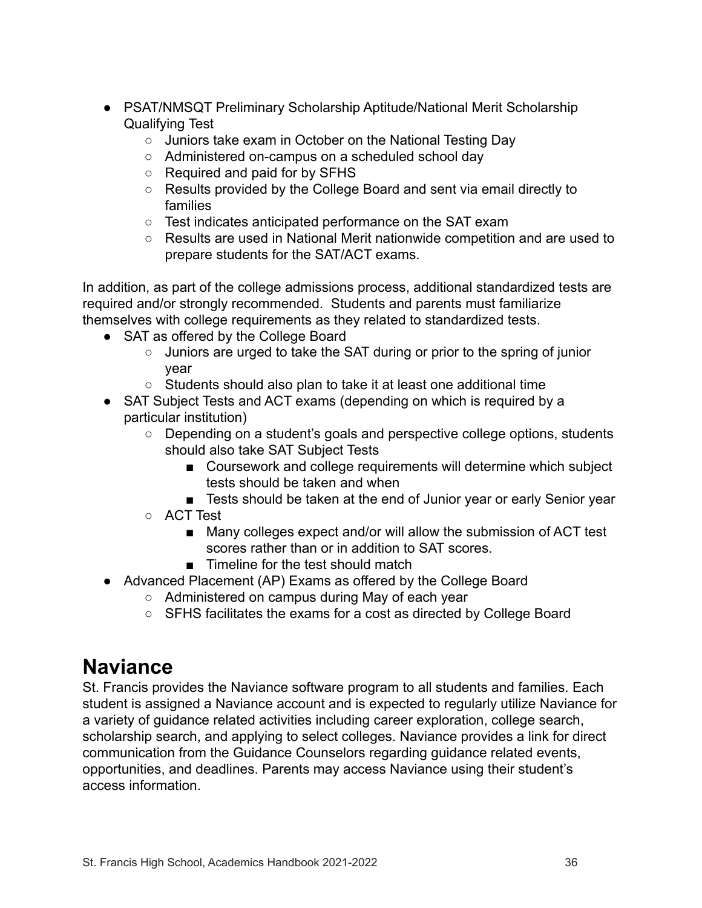- PSAT/NMSQT Preliminary Scholarship Aptitude/National Merit Scholarship Qualifying Test
  - Juniors take exam in October on the National Testing Day
  - Administered on-campus on a scheduled school day
  - Required and paid for by SFHS
  - Results provided by the College Board and sent via email directly to families
  - Test indicates anticipated performance on the SAT exam
  - Results are used in National Merit nationwide competition and are used to prepare students for the SAT/ACT exams.

In addition, as part of the college admissions process, additional standardized tests are required and/or strongly recommended. Students and parents must familiarize themselves with college requirements as they related to standardized tests.

- SAT as offered by the College Board
  - Juniors are urged to take the SAT during or prior to the spring of junior year
  - Students should also plan to take it at least one additional time
- SAT Subject Tests and ACT exams (depending on which is required by a particular institution)
  - Depending on a student's goals and perspective college options, students should also take SAT Subject Tests
    - Coursework and college requirements will determine which subject tests should be taken and when
    - Tests should be taken at the end of Junior year or early Senior year
  - ACT Test
    - Many colleges expect and/or will allow the submission of ACT test scores rather than or in addition to SAT scores.
    - Timeline for the test should match
- Advanced Placement (AP) Exams as offered by the College Board
  - Administered on campus during May of each year
  - SFHS facilitates the exams for a cost as directed by College Board

# Naviance

St. Francis provides the Naviance software program to all students and families. Each student is assigned a Naviance account and is expected to regularly utilize Naviance for a variety of guidance related activities including career exploration, college search, scholarship search, and applying to select colleges. Naviance provides a link for direct communication from the Guidance Counselors regarding guidance related events, opportunities, and deadlines. Parents may access Naviance using their student's access information.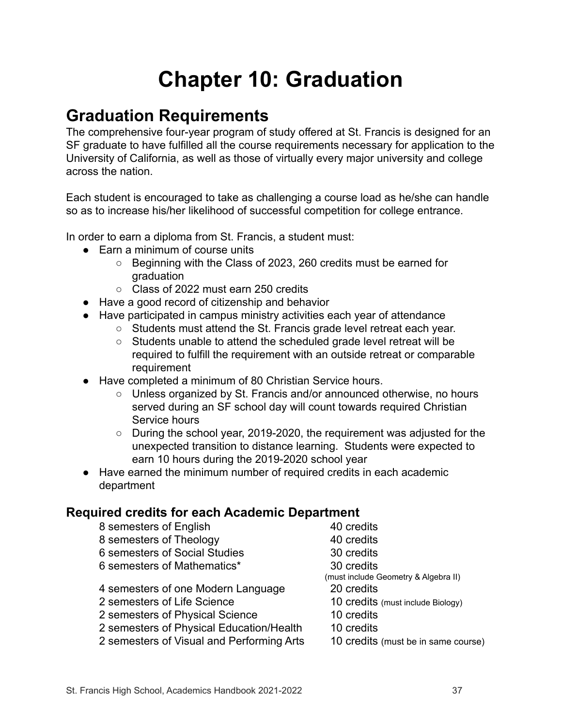# Chapter 10: Graduation

## Graduation Requirements

The comprehensive four-year program of study offered at St. Francis is designed for an SF graduate to have fulfilled all the course requirements necessary for application to the University of California, as well as those of virtually every major university and college across the nation.

Each student is encouraged to take as challenging a course load as he/she can handle so as to increase his/her likelihood of successful competition for college entrance.

In order to earn a diploma from St. Francis, a student must:

- Earn a minimum of course units
  - Beginning with the Class of 2023, 260 credits must be earned for graduation
  - Class of 2022 must earn 250 credits
- Have a good record of citizenship and behavior
- Have participated in campus ministry activities each year of attendance
  - Students must attend the St. Francis grade level retreat each year.
  - Students unable to attend the scheduled grade level retreat will be required to fulfill the requirement with an outside retreat or comparable requirement
- Have completed a minimum of 80 Christian Service hours.
  - Unless organized by St. Francis and/or announced otherwise, no hours served during an SF school day will count towards required Christian Service hours
  - During the school year, 2019-2020, the requirement was adjusted for the unexpected transition to distance learning. Students were expected to earn 10 hours during the 2019-2020 school year
- Have earned the minimum number of required credits in each academic department

### Required credits for each Academic Department

| Requirement | Credits |
|---|---|
| 8 semesters of English | 40 credits |
| 8 semesters of Theology | 40 credits |
| 6 semesters of Social Studies | 30 credits |
| 6 semesters of Mathematics* | 30 credits (must include Geometry & Algebra II) |
| 4 semesters of one Modern Language | 20 credits |
| 2 semesters of Life Science | 10 credits (must include Biology) |
| 2 semesters of Physical Science | 10 credits |
| 2 semesters of Physical Education/Health | 10 credits |
| 2 semesters of Visual and Performing Arts | 10 credits (must be in same course) |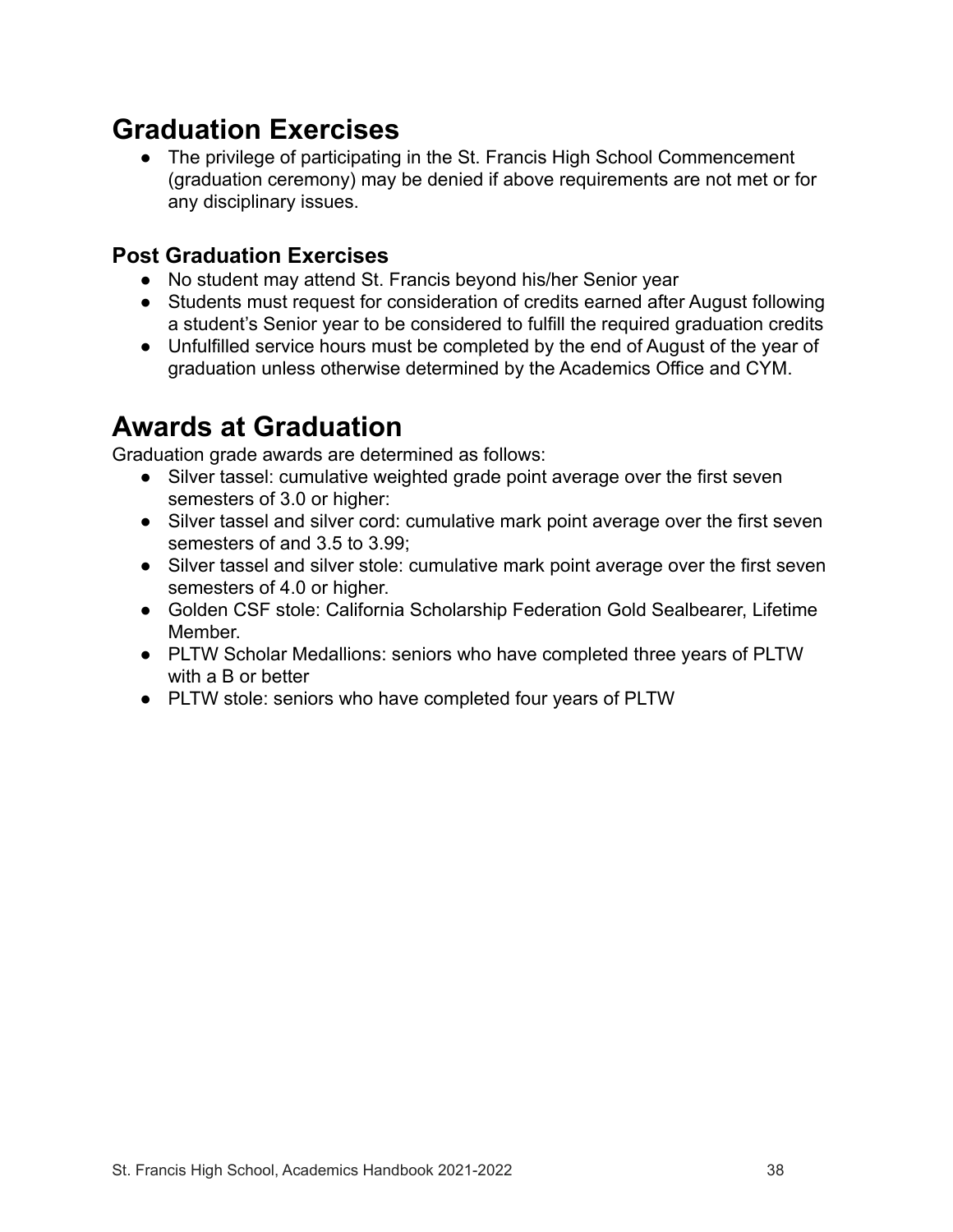# Graduation Exercises

- The privilege of participating in the St. Francis High School Commencement (graduation ceremony) may be denied if above requirements are not met or for any disciplinary issues.

### Post Graduation Exercises

- No student may attend St. Francis beyond his/her Senior year
- Students must request for consideration of credits earned after August following a student's Senior year to be considered to fulfill the required graduation credits
- Unfulfilled service hours must be completed by the end of August of the year of graduation unless otherwise determined by the Academics Office and CYM.

# Awards at Graduation

Graduation grade awards are determined as follows:

- Silver tassel: cumulative weighted grade point average over the first seven semesters of 3.0 or higher:
- Silver tassel and silver cord: cumulative mark point average over the first seven semesters of and 3.5 to 3.99;
- Silver tassel and silver stole: cumulative mark point average over the first seven semesters of 4.0 or higher.
- Golden CSF stole: California Scholarship Federation Gold Sealbearer, Lifetime Member.
- PLTW Scholar Medallions: seniors who have completed three years of PLTW with a B or better
- PLTW stole: seniors who have completed four years of PLTW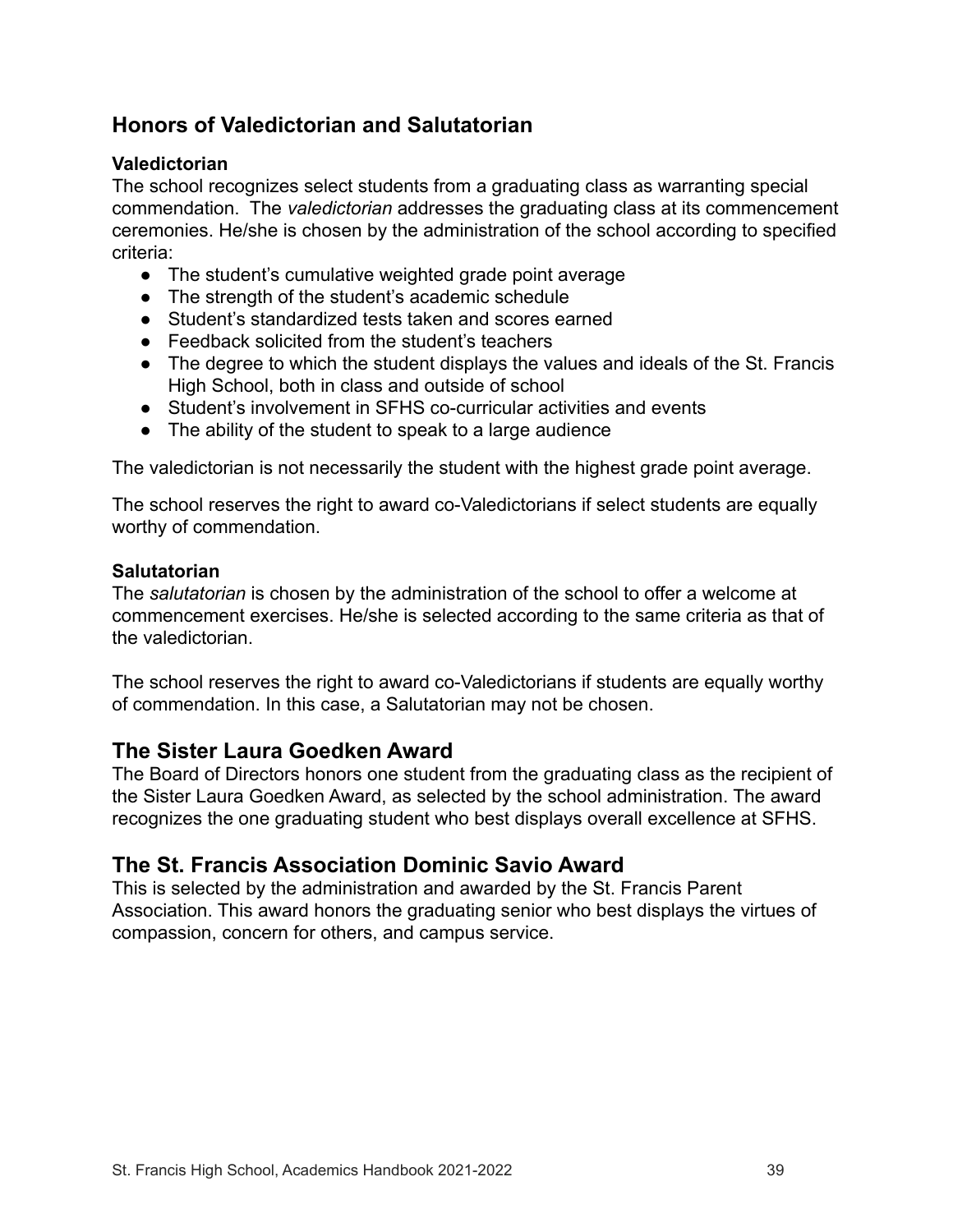## Honors of Valedictorian and Salutatorian

### Valedictorian

The school recognizes select students from a graduating class as warranting special commendation. The *valedictorian* addresses the graduating class at its commencement ceremonies. He/she is chosen by the administration of the school according to specified criteria:

- The student's cumulative weighted grade point average
- The strength of the student's academic schedule
- Student's standardized tests taken and scores earned
- Feedback solicited from the student's teachers
- The degree to which the student displays the values and ideals of the St. Francis High School, both in class and outside of school
- Student's involvement in SFHS co-curricular activities and events
- The ability of the student to speak to a large audience

The valedictorian is not necessarily the student with the highest grade point average.

The school reserves the right to award co-Valedictorians if select students are equally worthy of commendation.

### Salutatorian

The *salutatorian* is chosen by the administration of the school to offer a welcome at commencement exercises. He/she is selected according to the same criteria as that of the valedictorian.

The school reserves the right to award co-Valedictorians if students are equally worthy of commendation. In this case, a Salutatorian may not be chosen.

## The Sister Laura Goedken Award

The Board of Directors honors one student from the graduating class as the recipient of the Sister Laura Goedken Award, as selected by the school administration. The award recognizes the one graduating student who best displays overall excellence at SFHS.

## The St. Francis Association Dominic Savio Award

This is selected by the administration and awarded by the St. Francis Parent Association. This award honors the graduating senior who best displays the virtues of compassion, concern for others, and campus service.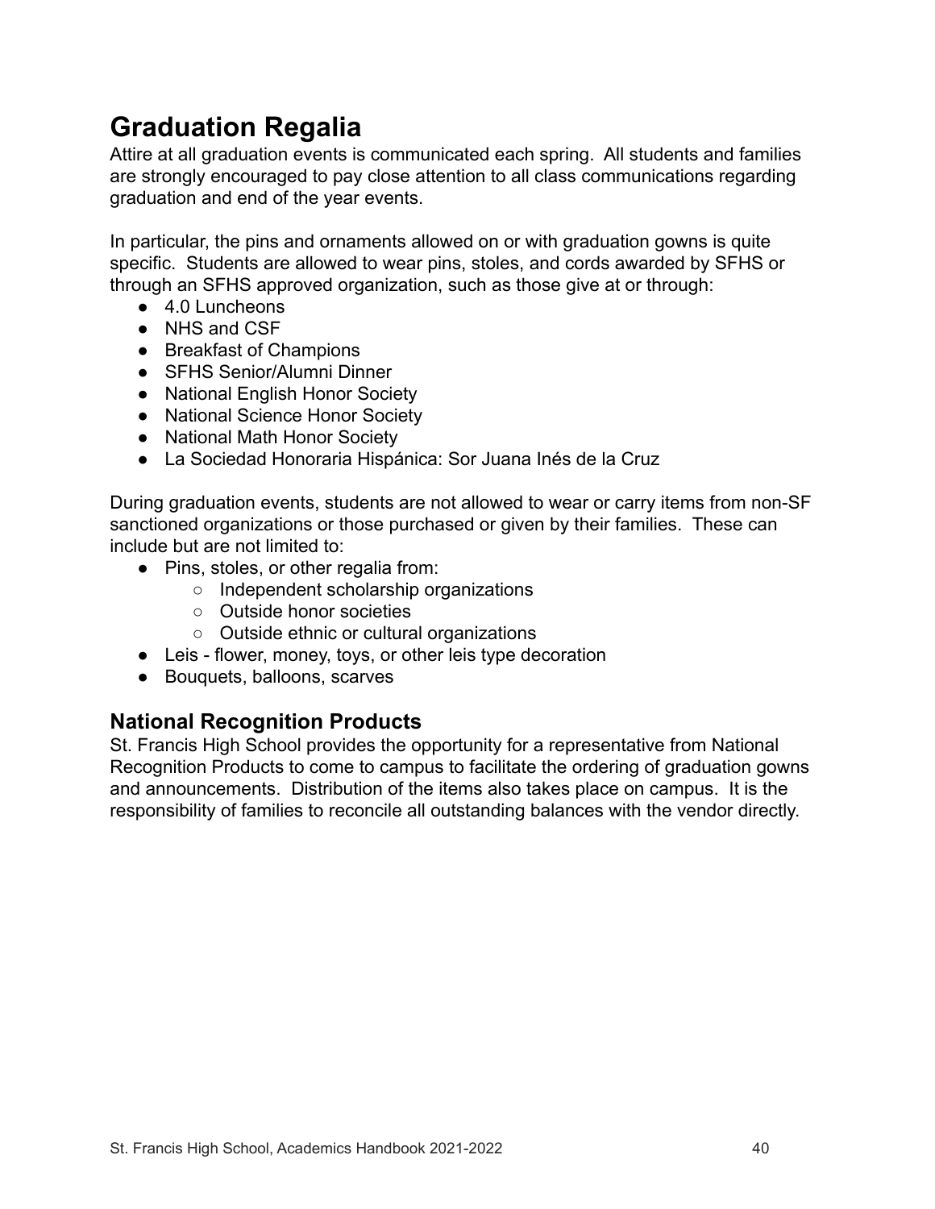# Graduation Regalia

Attire at all graduation events is communicated each spring. All students and families are strongly encouraged to pay close attention to all class communications regarding graduation and end of the year events.

In particular, the pins and ornaments allowed on or with graduation gowns is quite specific. Students are allowed to wear pins, stoles, and cords awarded by SFHS or through an SFHS approved organization, such as those give at or through:

- 4.0 Luncheons
- NHS and CSF
- Breakfast of Champions
- SFHS Senior/Alumni Dinner
- National English Honor Society
- National Science Honor Society
- National Math Honor Society
- La Sociedad Honoraria Hispánica: Sor Juana Inés de la Cruz

During graduation events, students are not allowed to wear or carry items from non-SF sanctioned organizations or those purchased or given by their families. These can include but are not limited to:

- Pins, stoles, or other regalia from:
  - Independent scholarship organizations
  - Outside honor societies
  - Outside ethnic or cultural organizations
- Leis - flower, money, toys, or other leis type decoration
- Bouquets, balloons, scarves

## National Recognition Products

St. Francis High School provides the opportunity for a representative from National Recognition Products to come to campus to facilitate the ordering of graduation gowns and announcements. Distribution of the items also takes place on campus. It is the responsibility of families to reconcile all outstanding balances with the vendor directly.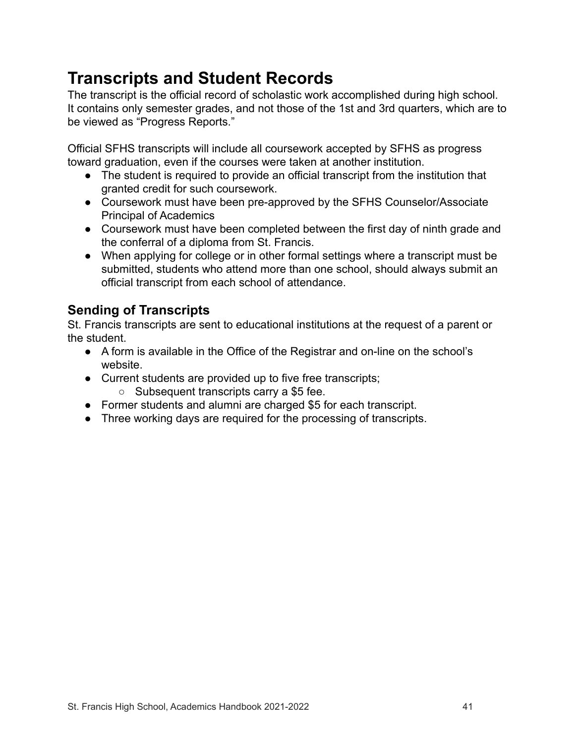# Transcripts and Student Records

The transcript is the official record of scholastic work accomplished during high school. It contains only semester grades, and not those of the 1st and 3rd quarters, which are to be viewed as "Progress Reports."

Official SFHS transcripts will include all coursework accepted by SFHS as progress toward graduation, even if the courses were taken at another institution.

- The student is required to provide an official transcript from the institution that granted credit for such coursework.
- Coursework must have been pre-approved by the SFHS Counselor/Associate Principal of Academics
- Coursework must have been completed between the first day of ninth grade and the conferral of a diploma from St. Francis.
- When applying for college or in other formal settings where a transcript must be submitted, students who attend more than one school, should always submit an official transcript from each school of attendance.

## Sending of Transcripts

St. Francis transcripts are sent to educational institutions at the request of a parent or the student.

- A form is available in the Office of the Registrar and on-line on the school's website.
- Current students are provided up to five free transcripts;
  - Subsequent transcripts carry a $5 fee.
- Former students and alumni are charged $5 for each transcript.
- Three working days are required for the processing of transcripts.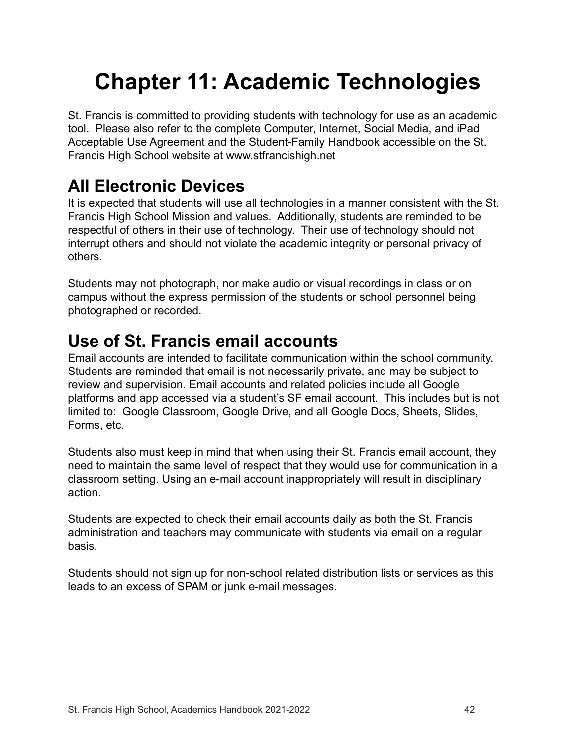# Chapter 11: Academic Technologies

St. Francis is committed to providing students with technology for use as an academic tool. Please also refer to the complete Computer, Internet, Social Media, and iPad Acceptable Use Agreement and the Student-Family Handbook accessible on the St. Francis High School website at www.stfrancishigh.net

## All Electronic Devices

It is expected that students will use all technologies in a manner consistent with the St. Francis High School Mission and values. Additionally, students are reminded to be respectful of others in their use of technology. Their use of technology should not interrupt others and should not violate the academic integrity or personal privacy of others.

Students may not photograph, nor make audio or visual recordings in class or on campus without the express permission of the students or school personnel being photographed or recorded.

## Use of St. Francis email accounts

Email accounts are intended to facilitate communication within the school community. Students are reminded that email is not necessarily private, and may be subject to review and supervision. Email accounts and related policies include all Google platforms and app accessed via a student's SF email account. This includes but is not limited to: Google Classroom, Google Drive, and all Google Docs, Sheets, Slides, Forms, etc.

Students also must keep in mind that when using their St. Francis email account, they need to maintain the same level of respect that they would use for communication in a classroom setting. Using an e-mail account inappropriately will result in disciplinary action.

Students are expected to check their email accounts daily as both the St. Francis administration and teachers may communicate with students via email on a regular basis.

Students should not sign up for non-school related distribution lists or services as this leads to an excess of SPAM or junk e-mail messages.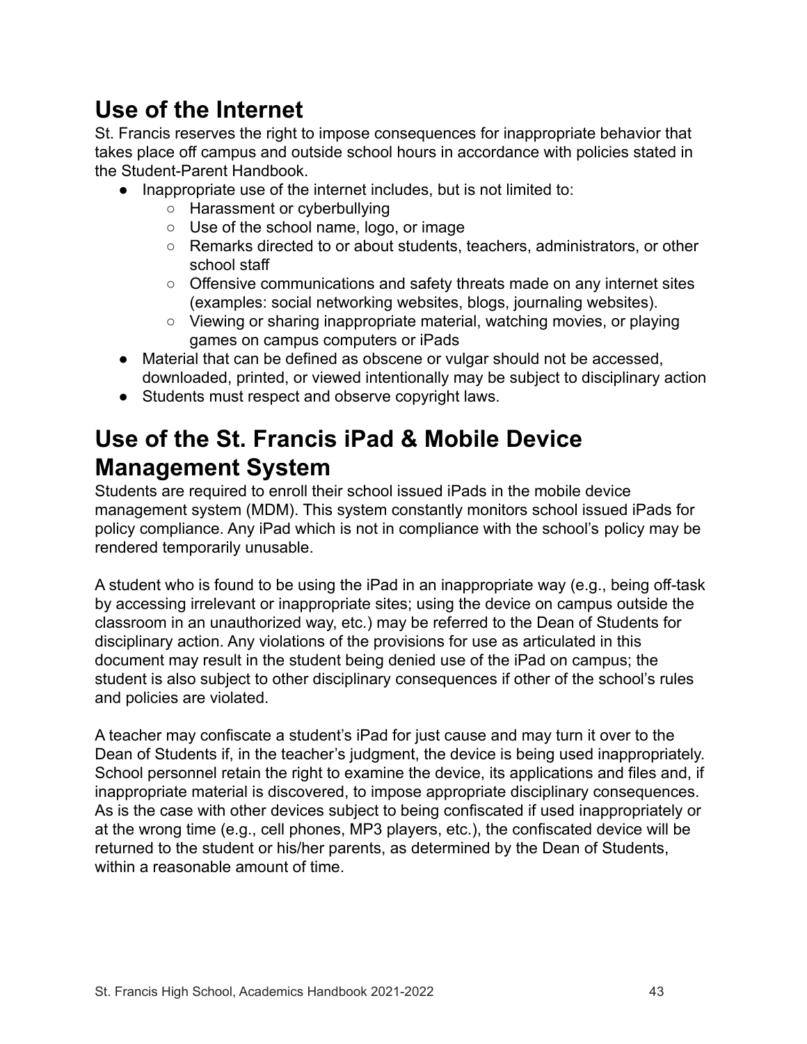## Use of the Internet

St. Francis reserves the right to impose consequences for inappropriate behavior that takes place off campus and outside school hours in accordance with policies stated in the Student-Parent Handbook.

- Inappropriate use of the internet includes, but is not limited to:
  - Harassment or cyberbullying
  - Use of the school name, logo, or image
  - Remarks directed to or about students, teachers, administrators, or other school staff
  - Offensive communications and safety threats made on any internet sites (examples: social networking websites, blogs, journaling websites).
  - Viewing or sharing inappropriate material, watching movies, or playing games on campus computers or iPads
- Material that can be defined as obscene or vulgar should not be accessed, downloaded, printed, or viewed intentionally may be subject to disciplinary action
- Students must respect and observe copyright laws.

## Use of the St. Francis iPad & Mobile Device Management System

Students are required to enroll their school issued iPads in the mobile device management system (MDM). This system constantly monitors school issued iPads for policy compliance. Any iPad which is not in compliance with the school's policy may be rendered temporarily unusable.

A student who is found to be using the iPad in an inappropriate way (e.g., being off-task by accessing irrelevant or inappropriate sites; using the device on campus outside the classroom in an unauthorized way, etc.) may be referred to the Dean of Students for disciplinary action. Any violations of the provisions for use as articulated in this document may result in the student being denied use of the iPad on campus; the student is also subject to other disciplinary consequences if other of the school's rules and policies are violated.

A teacher may confiscate a student's iPad for just cause and may turn it over to the Dean of Students if, in the teacher's judgment, the device is being used inappropriately. School personnel retain the right to examine the device, its applications and files and, if inappropriate material is discovered, to impose appropriate disciplinary consequences. As is the case with other devices subject to being confiscated if used inappropriately or at the wrong time (e.g., cell phones, MP3 players, etc.), the confiscated device will be returned to the student or his/her parents, as determined by the Dean of Students, within a reasonable amount of time.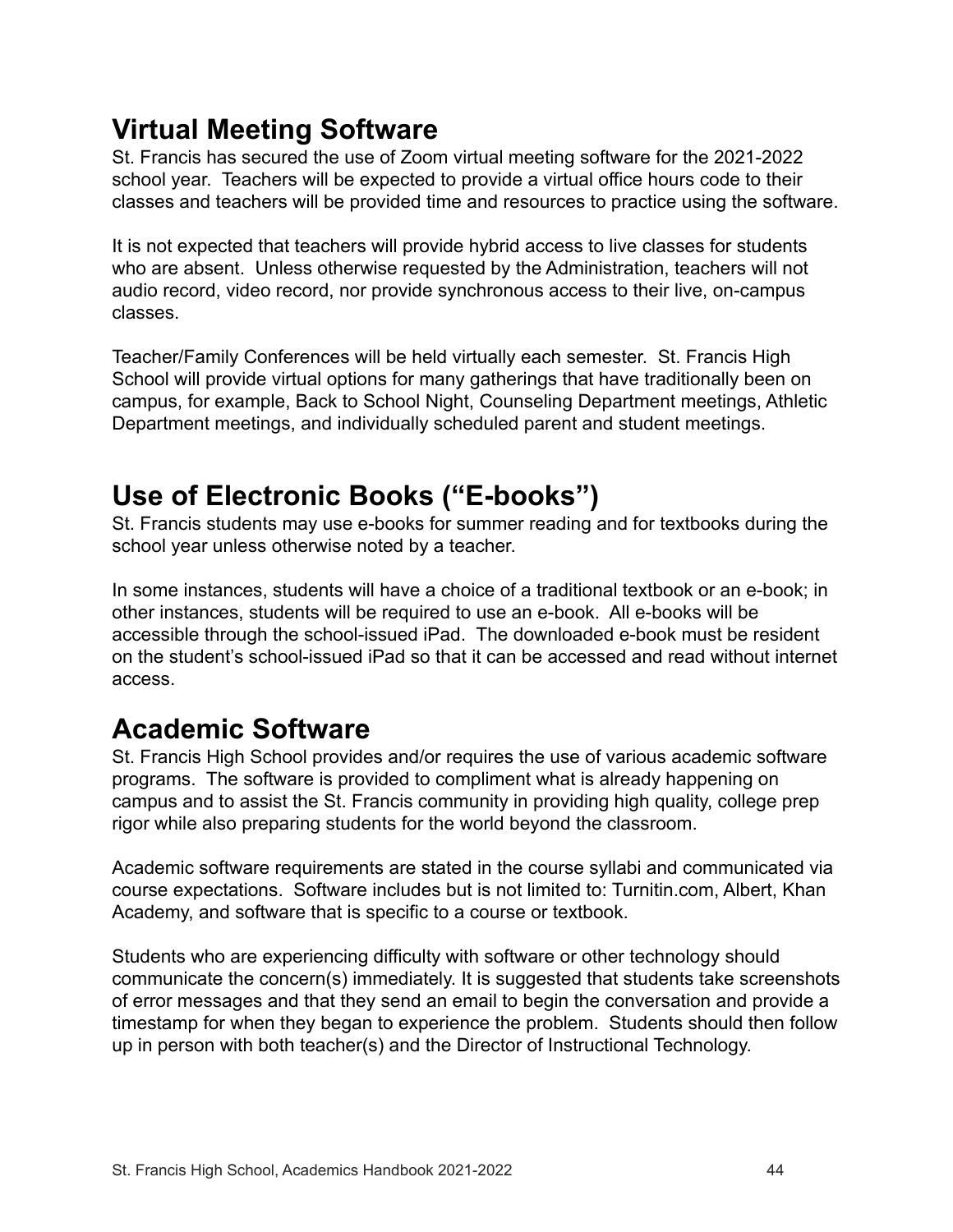## Virtual Meeting Software

St. Francis has secured the use of Zoom virtual meeting software for the 2021-2022 school year. Teachers will be expected to provide a virtual office hours code to their classes and teachers will be provided time and resources to practice using the software.

It is not expected that teachers will provide hybrid access to live classes for students who are absent. Unless otherwise requested by the Administration, teachers will not audio record, video record, nor provide synchronous access to their live, on-campus classes.

Teacher/Family Conferences will be held virtually each semester. St. Francis High School will provide virtual options for many gatherings that have traditionally been on campus, for example, Back to School Night, Counseling Department meetings, Athletic Department meetings, and individually scheduled parent and student meetings.

## Use of Electronic Books ("E-books")

St. Francis students may use e-books for summer reading and for textbooks during the school year unless otherwise noted by a teacher.

In some instances, students will have a choice of a traditional textbook or an e-book; in other instances, students will be required to use an e-book. All e-books will be accessible through the school-issued iPad. The downloaded e-book must be resident on the student's school-issued iPad so that it can be accessed and read without internet access.

## Academic Software

St. Francis High School provides and/or requires the use of various academic software programs. The software is provided to compliment what is already happening on campus and to assist the St. Francis community in providing high quality, college prep rigor while also preparing students for the world beyond the classroom.

Academic software requirements are stated in the course syllabi and communicated via course expectations. Software includes but is not limited to: Turnitin.com, Albert, Khan Academy, and software that is specific to a course or textbook.

Students who are experiencing difficulty with software or other technology should communicate the concern(s) immediately. It is suggested that students take screenshots of error messages and that they send an email to begin the conversation and provide a timestamp for when they began to experience the problem. Students should then follow up in person with both teacher(s) and the Director of Instructional Technology.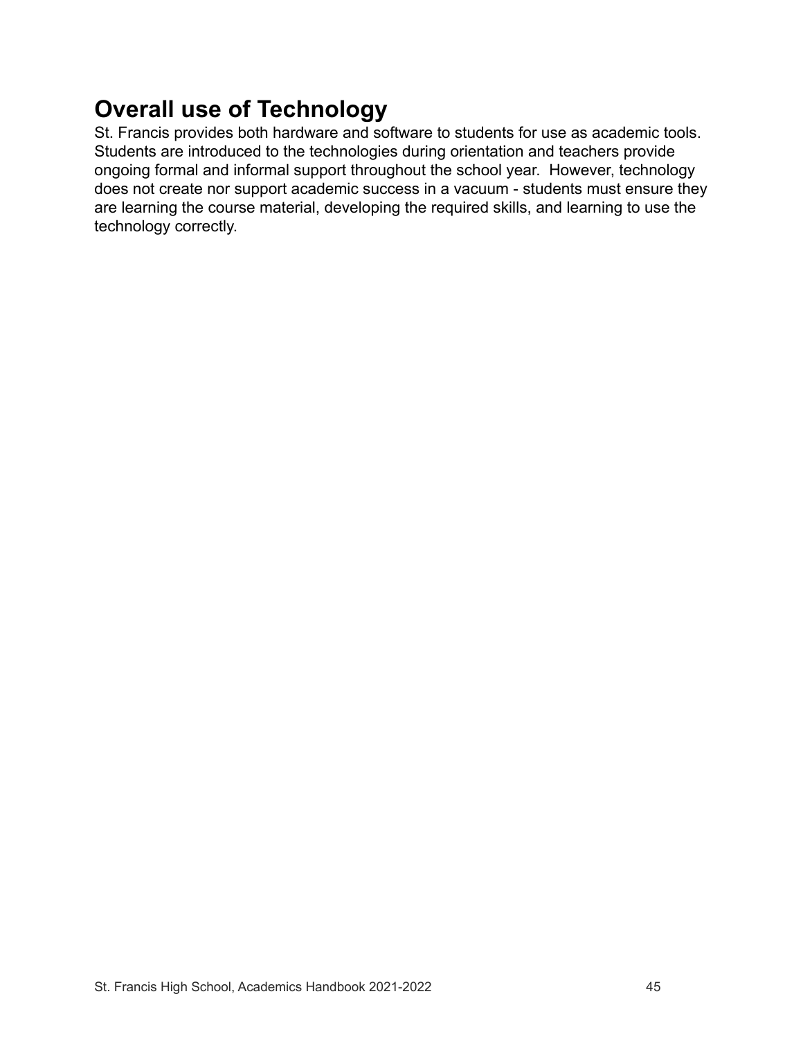## Overall use of Technology

St. Francis provides both hardware and software to students for use as academic tools. Students are introduced to the technologies during orientation and teachers provide ongoing formal and informal support throughout the school year. However, technology does not create nor support academic success in a vacuum - students must ensure they are learning the course material, developing the required skills, and learning to use the technology correctly.